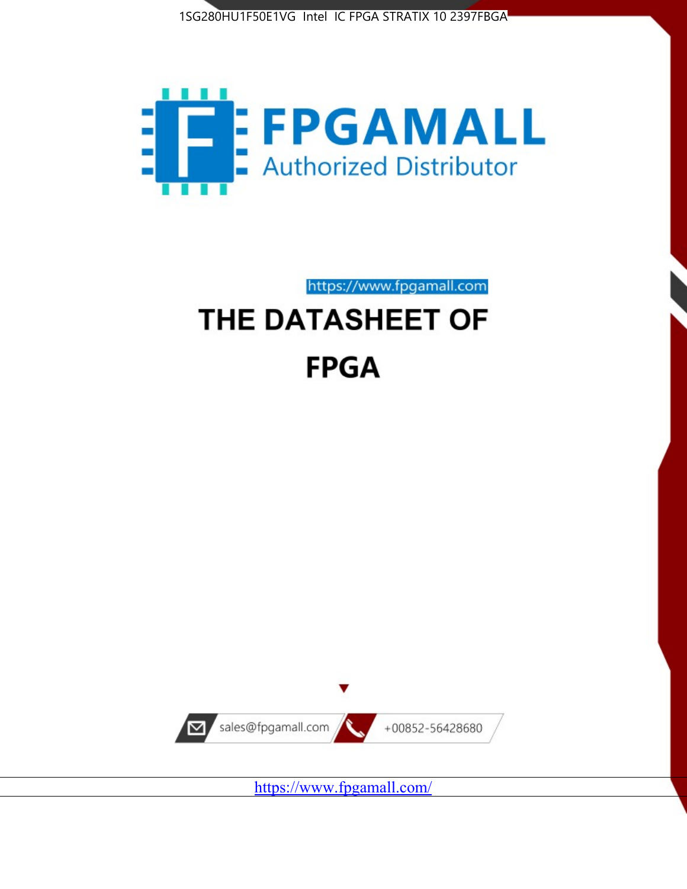1SG280HU1F50E1VG Intel IC FPGA STRATIX 10 2397FBGA

FPGAMALL

Authorized Distributor

https://www.fpgamall.com

# THE DATASHEET OF

# FPGA

sales@fpgamall.com

+00852-56428680

https://www.fpgamall.com/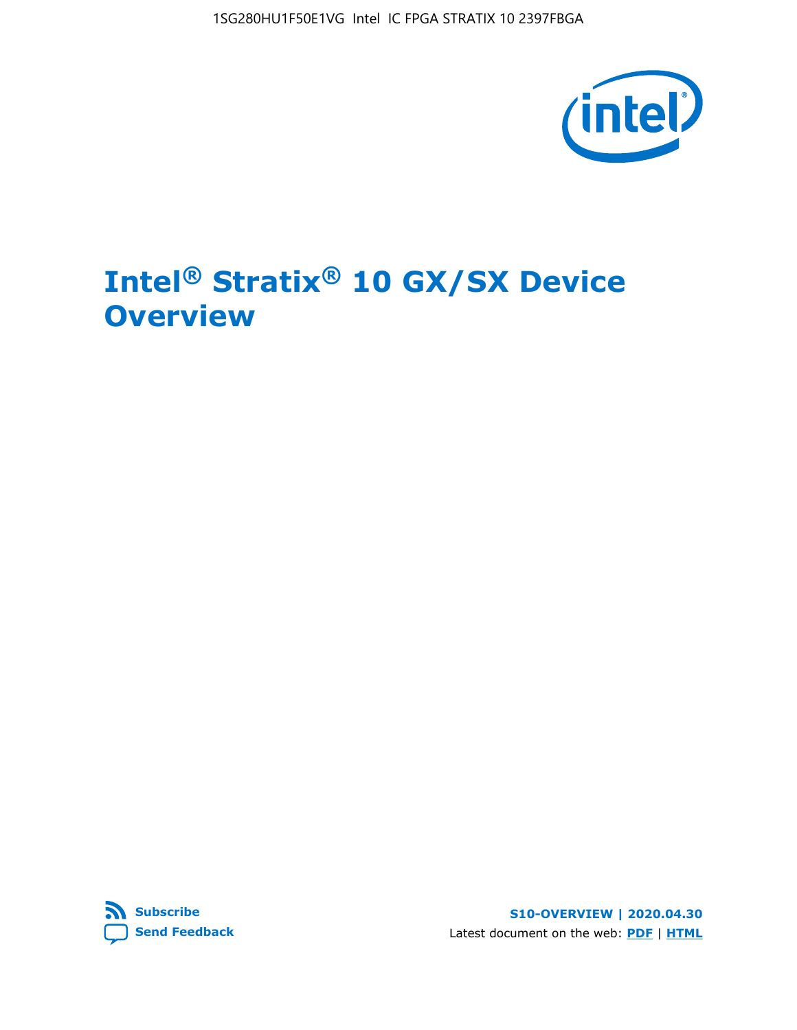# Intel® Stratix® 10 GX/SX Device Overview

Subscribe

Send Feedback

S10-OVERVIEW | 2020.04.30

Latest document on the web: PDF | HTML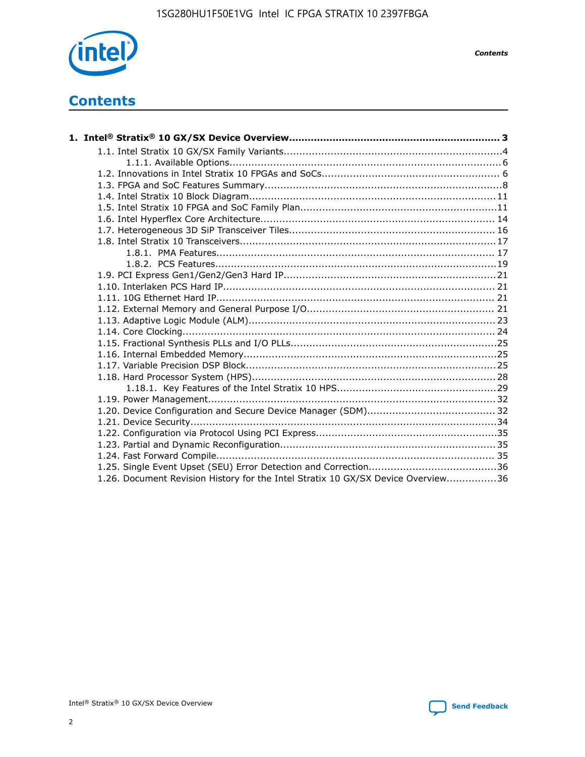# Contents

**1. Intel® Stratix® 10 GX/SX Device Overview.................................................................... 3**

- 1.1. Intel Stratix 10 GX/SX Family Variants...................................................................... 4
    - 1.1.1. Available Options.......................................................................................... 6
- 1.2. Innovations in Intel Stratix 10 FPGAs and SoCs......................................................... 6
- 1.3. FPGA and SoC Features Summary............................................................................ 8
- 1.4. Intel Stratix 10 Block Diagram................................................................................ 11
- 1.5. Intel Stratix 10 FPGA and SoC Family Plan................................................................11
- 1.6. Intel Hyperflex Core Architecture............................................................................ 14
- 1.7. Heterogeneous 3D SiP Transceiver Tiles.................................................................. 16
- 1.8. Intel Stratix 10 Transceivers................................................................................... 17
    - 1.8.1. PMA Features.............................................................................................. 17
    - 1.8.2. PCS Features...............................................................................................19
- 1.9. PCI Express Gen1/Gen2/Gen3 Hard IP..................................................................... 21
- 1.10. Interlaken PCS Hard IP......................................................................................... 21
- 1.11. 10G Ethernet Hard IP............................................................................................ 21
- 1.12. External Memory and General Purpose I/O............................................................. 21
- 1.13. Adaptive Logic Module (ALM)................................................................................ 23
- 1.14. Core Clocking........................................................................................................ 24
- 1.15. Fractional Synthesis PLLs and I/O PLLs...................................................................25
- 1.16. Internal Embedded Memory...................................................................................25
- 1.17. Variable Precision DSP Block..................................................................................25
- 1.18. Hard Processor System (HPS)................................................................................ 28
    - 1.18.1. Key Features of the Intel Stratix 10 HPS.....................................................29
- 1.19. Power Management.............................................................................................. 32
- 1.20. Device Configuration and Secure Device Manager (SDM)......................................... 32
- 1.21. Device Security.................................................................................................... 34
- 1.22. Configuration via Protocol Using PCI Express...........................................................35
- 1.23. Partial and Dynamic Reconfiguration...................................................................... 35
- 1.24. Fast Forward Compile........................................................................................... 35
- 1.25. Single Event Upset (SEU) Error Detection and Correction..........................................36
- 1.26. Document Revision History for the Intel Stratix 10 GX/SX Device Overview................36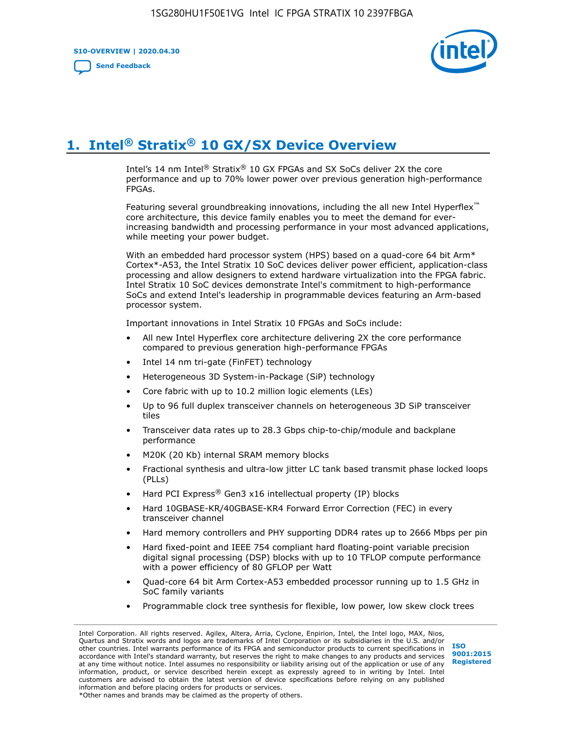# 1. Intel® Stratix® 10 GX/SX Device Overview

Intel's 14 nm Intel® Stratix® 10 GX FPGAs and SX SoCs deliver 2X the core performance and up to 70% lower power over previous generation high-performance FPGAs.

Featuring several groundbreaking innovations, including the all new Intel Hyperflex™ core architecture, this device family enables you to meet the demand for ever-increasing bandwidth and processing performance in your most advanced applications, while meeting your power budget.

With an embedded hard processor system (HPS) based on a quad-core 64 bit Arm* Cortex*-A53, the Intel Stratix 10 SoC devices deliver power efficient, application-class processing and allow designers to extend hardware virtualization into the FPGA fabric. Intel Stratix 10 SoC devices demonstrate Intel's commitment to high-performance SoCs and extend Intel's leadership in programmable devices featuring an Arm-based processor system.

Important innovations in Intel Stratix 10 FPGAs and SoCs include:

- All new Intel Hyperflex core architecture delivering 2X the core performance compared to previous generation high-performance FPGAs
- Intel 14 nm tri-gate (FinFET) technology
- Heterogeneous 3D System-in-Package (SiP) technology
- Core fabric with up to 10.2 million logic elements (LEs)
- Up to 96 full duplex transceiver channels on heterogeneous 3D SiP transceiver tiles
- Transceiver data rates up to 28.3 Gbps chip-to-chip/module and backplane performance
- M20K (20 Kb) internal SRAM memory blocks
- Fractional synthesis and ultra-low jitter LC tank based transmit phase locked loops (PLLs)
- Hard PCI Express® Gen3 x16 intellectual property (IP) blocks
- Hard 10GBASE-KR/40GBASE-KR4 Forward Error Correction (FEC) in every transceiver channel
- Hard memory controllers and PHY supporting DDR4 rates up to 2666 Mbps per pin
- Hard fixed-point and IEEE 754 compliant hard floating-point variable precision digital signal processing (DSP) blocks with up to 10 TFLOP compute performance with a power efficiency of 80 GFLOP per Watt
- Quad-core 64 bit Arm Cortex-A53 embedded processor running up to 1.5 GHz in SoC family variants
- Programmable clock tree synthesis for flexible, low power, low skew clock trees

Intel Corporation. All rights reserved. Agilex, Altera, Arria, Cyclone, Enpirion, Intel, the Intel logo, MAX, Nios, Quartus and Stratix words and logos are trademarks of Intel Corporation or its subsidiaries in the U.S. and/or other countries. Intel warrants performance of its FPGA and semiconductor products to current specifications in accordance with Intel's standard warranty, but reserves the right to make changes to any products and services at any time without notice. Intel assumes no responsibility or liability arising out of the application or use of any information, product, or service described herein except as expressly agreed to in writing by Intel. Intel customers are advised to obtain the latest version of device specifications before relying on any published information and before placing orders for products or services.
*Other names and brands may be claimed as the property of others.

ISO 9001:2015 Registered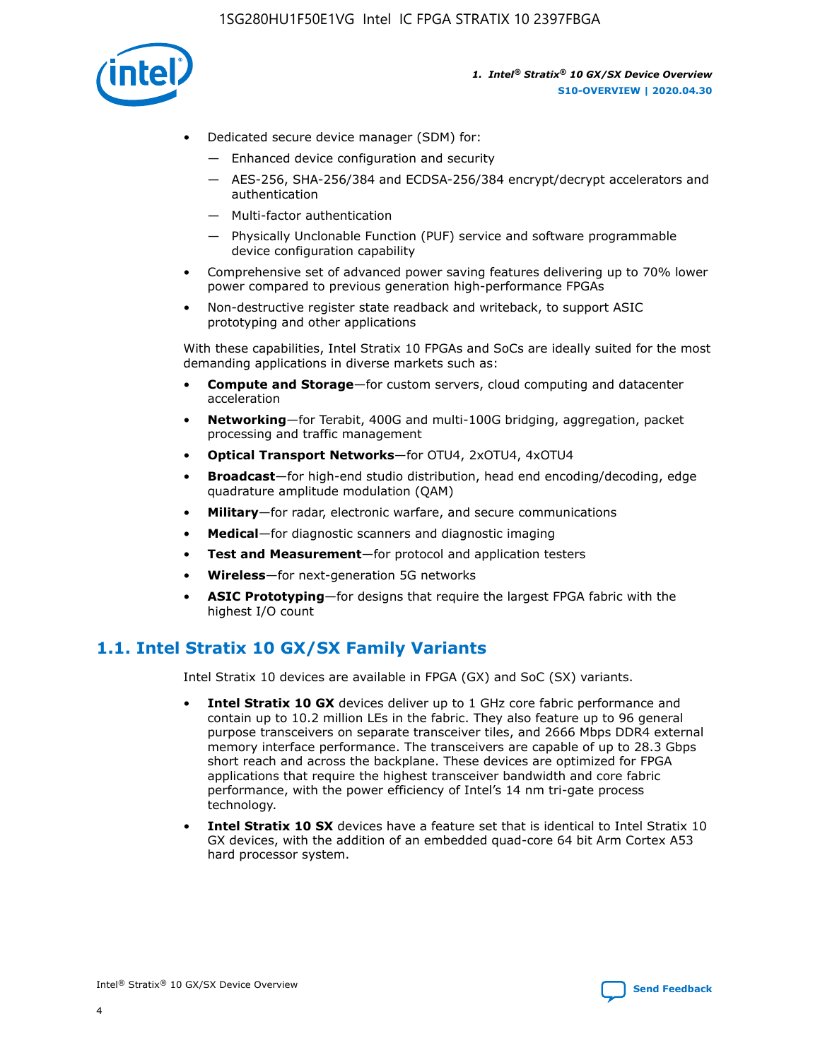- Dedicated secure device manager (SDM) for:
  - — Enhanced device configuration and security
  - — AES-256, SHA-256/384 and ECDSA-256/384 encrypt/decrypt accelerators and authentication
  - — Multi-factor authentication
  - — Physically Unclonable Function (PUF) service and software programmable device configuration capability
- Comprehensive set of advanced power saving features delivering up to 70% lower power compared to previous generation high-performance FPGAs
- Non-destructive register state readback and writeback, to support ASIC prototyping and other applications

With these capabilities, Intel Stratix 10 FPGAs and SoCs are ideally suited for the most demanding applications in diverse markets such as:

- **Compute and Storage**—for custom servers, cloud computing and datacenter acceleration
- **Networking**—for Terabit, 400G and multi-100G bridging, aggregation, packet processing and traffic management
- **Optical Transport Networks**—for OTU4, 2xOTU4, 4xOTU4
- **Broadcast**—for high-end studio distribution, head end encoding/decoding, edge quadrature amplitude modulation (QAM)
- **Military**—for radar, electronic warfare, and secure communications
- **Medical**—for diagnostic scanners and diagnostic imaging
- **Test and Measurement**—for protocol and application testers
- **Wireless**—for next-generation 5G networks
- **ASIC Prototyping**—for designs that require the largest FPGA fabric with the highest I/O count

## 1.1. Intel Stratix 10 GX/SX Family Variants

Intel Stratix 10 devices are available in FPGA (GX) and SoC (SX) variants.

- **Intel Stratix 10 GX** devices deliver up to 1 GHz core fabric performance and contain up to 10.2 million LEs in the fabric. They also feature up to 96 general purpose transceivers on separate transceiver tiles, and 2666 Mbps DDR4 external memory interface performance. The transceivers are capable of up to 28.3 Gbps short reach and across the backplane. These devices are optimized for FPGA applications that require the highest transceiver bandwidth and core fabric performance, with the power efficiency of Intel's 14 nm tri-gate process technology.
- **Intel Stratix 10 SX** devices have a feature set that is identical to Intel Stratix 10 GX devices, with the addition of an embedded quad-core 64 bit Arm Cortex A53 hard processor system.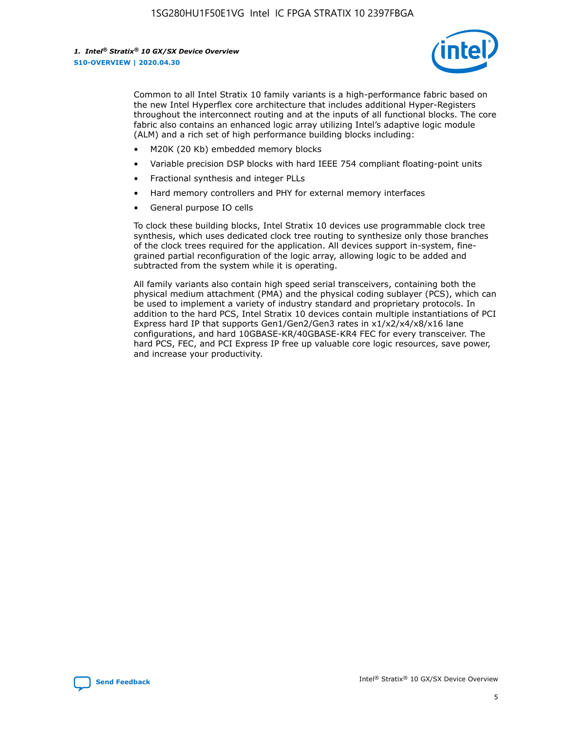Common to all Intel Stratix 10 family variants is a high-performance fabric based on the new Intel Hyperflex core architecture that includes additional Hyper-Registers throughout the interconnect routing and at the inputs of all functional blocks. The core fabric also contains an enhanced logic array utilizing Intel's adaptive logic module (ALM) and a rich set of high performance building blocks including:

- M20K (20 Kb) embedded memory blocks
- Variable precision DSP blocks with hard IEEE 754 compliant floating-point units
- Fractional synthesis and integer PLLs
- Hard memory controllers and PHY for external memory interfaces
- General purpose IO cells

To clock these building blocks, Intel Stratix 10 devices use programmable clock tree synthesis, which uses dedicated clock tree routing to synthesize only those branches of the clock trees required for the application. All devices support in-system, fine-grained partial reconfiguration of the logic array, allowing logic to be added and subtracted from the system while it is operating.

All family variants also contain high speed serial transceivers, containing both the physical medium attachment (PMA) and the physical coding sublayer (PCS), which can be used to implement a variety of industry standard and proprietary protocols. In addition to the hard PCS, Intel Stratix 10 devices contain multiple instantiations of PCI Express hard IP that supports Gen1/Gen2/Gen3 rates in x1/x2/x4/x8/x16 lane configurations, and hard 10GBASE-KR/40GBASE-KR4 FEC for every transceiver. The hard PCS, FEC, and PCI Express IP free up valuable core logic resources, save power, and increase your productivity.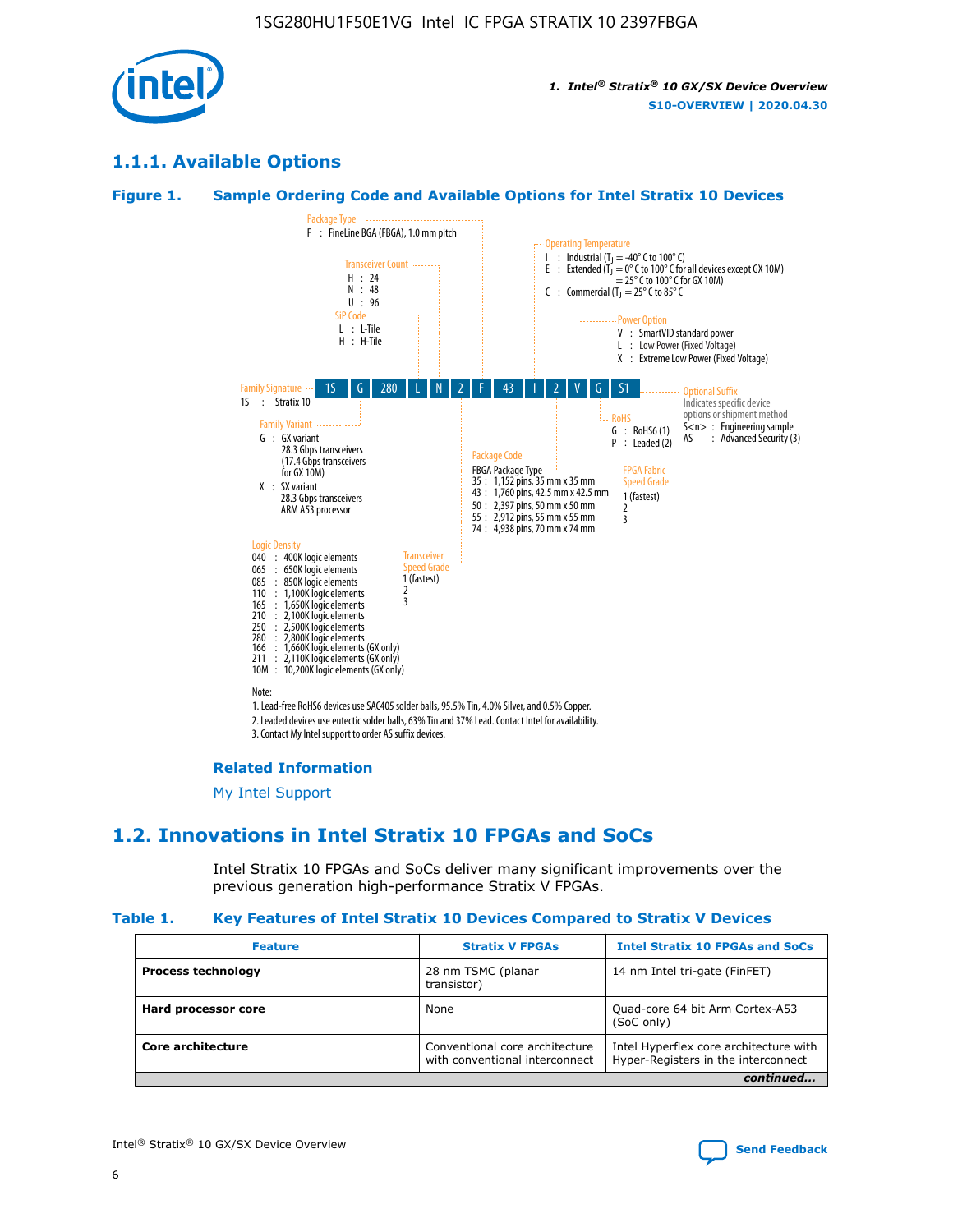### 1.1.1. Available Options

**Figure 1. Sample Ordering Code and Available Options for Intel Stratix 10 Devices**

| 1S | G | 280 | L | N | 2 | F | 43 | I | 2 | V | G | S1 |
|---|---|---|---|---|---|---|---|---|---|---|---|---|

**Family Signature**
1S : Stratix 10

**Family Variant**
G : GX variant
28.3 Gbps transceivers
(17.4 Gbps transceivers for GX 10M)
X : SX variant
28.3 Gbps transceivers
ARM A53 processor

**Logic Density**
040 : 400K logic elements
065 : 650K logic elements
085 : 850K logic elements
110 : 1,100K logic elements
165 : 1,650K logic elements
210 : 2,100K logic elements
250 : 2,500K logic elements
280 : 2,800K logic elements
166 : 1,660K logic elements (GX only)
211 : 2,110K logic elements (GX only)
10M : 10,200K logic elements (GX only)

**SiP Code**
L : L-Tile
H : H-Tile

**Transceiver Count**
H : 24
N : 48
U : 96

**Transceiver Speed Grade**
1 (fastest)
2
3

**Package Type**
F : FineLine BGA (FBGA), 1.0 mm pitch

**Package Code**
FBGA Package Type
35 : 1,152 pins, 35 mm x 35 mm
43 : 1,760 pins, 42.5 mm x 42.5 mm
50 : 2,397 pins, 50 mm x 50 mm
55 : 2,912 pins, 55 mm x 55 mm
74 : 4,938 pins, 70 mm x 74 mm

**Operating Temperature**
I : Industrial ($T_J$ = -40° C to 100° C)
E : Extended ($T_J$ = 0° C to 100° C for all devices except GX 10M)
= 25° C to 100° C for GX 10M)
C : Commercial ($T_J$ = 25° C to 85° C

**FPGA Fabric Speed Grade**
1 (fastest)
2
3

**Power Option**
V : SmartVID standard power
L : Low Power (Fixed Voltage)
X : Extreme Low Power (Fixed Voltage)

**RoHS**
G : RoHS6 (1)
P : Leaded (2)

**Optional Suffix**
Indicates specific device options or shipment method
S<n> : Engineering sample
AS : Advanced Security (3)

Note:
1. Lead-free RoHS6 devices use SAC405 solder balls, 95.5% Tin, 4.0% Silver, and 0.5% Copper.
2. Leaded devices use eutectic solder balls, 63% Tin and 37% Lead. Contact Intel for availability.
3. Contact My Intel support to order AS suffix devices.

**Related Information**

My Intel Support

## 1.2. Innovations in Intel Stratix 10 FPGAs and SoCs

Intel Stratix 10 FPGAs and SoCs deliver many significant improvements over the previous generation high-performance Stratix V FPGAs.

**Table 1. Key Features of Intel Stratix 10 Devices Compared to Stratix V Devices**

| Feature | Stratix V FPGAs | Intel Stratix 10 FPGAs and SoCs |
|---|---|---|
| **Process technology** | 28 nm TSMC (planar transistor) | 14 nm Intel tri-gate (FinFET) |
| **Hard processor core** | None | Quad-core 64 bit Arm Cortex-A53 (SoC only) |
| **Core architecture** | Conventional core architecture with conventional interconnect | Intel Hyperflex core architecture with Hyper-Registers in the interconnect |

*continued...*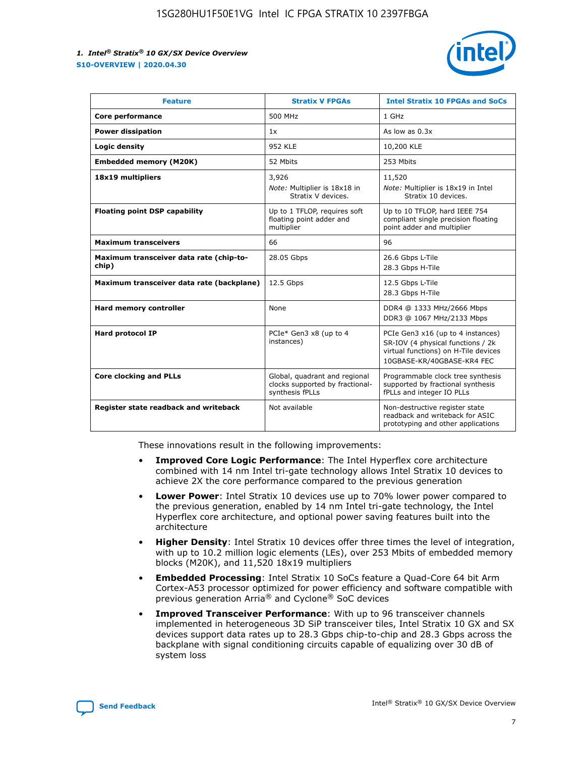| Feature | Stratix V FPGAs | Intel Stratix 10 FPGAs and SoCs |
| --- | --- | --- |
| **Core performance** | 500 MHz | 1 GHz |
| **Power dissipation** | 1x | As low as 0.3x |
| **Logic density** | 952 KLE | 10,200 KLE |
| **Embedded memory (M20K)** | 52 Mbits | 253 Mbits |
| **18x19 multipliers** | 3,926<br>*Note:* Multiplier is 18x18 in Stratix V devices. | 11,520<br>*Note:* Multiplier is 18x19 in Intel Stratix 10 devices. |
| **Floating point DSP capability** | Up to 1 TFLOP, requires soft floating point adder and multiplier | Up to 10 TFLOP, hard IEEE 754 compliant single precision floating point adder and multiplier |
| **Maximum transceivers** | 66 | 96 |
| **Maximum transceiver data rate (chip-to-chip)** | 28.05 Gbps | 26.6 Gbps L-Tile<br>28.3 Gbps H-Tile |
| **Maximum transceiver data rate (backplane)** | 12.5 Gbps | 12.5 Gbps L-Tile<br>28.3 Gbps H-Tile |
| **Hard memory controller** | None | DDR4 @ 1333 MHz/2666 Mbps<br>DDR3 @ 1067 MHz/2133 Mbps |
| **Hard protocol IP** | PCIe* Gen3 x8 (up to 4 instances) | PCIe Gen3 x16 (up to 4 instances)<br>SR-IOV (4 physical functions / 2k virtual functions) on H-Tile devices<br>10GBASE-KR/40GBASE-KR4 FEC |
| **Core clocking and PLLs** | Global, quadrant and regional clocks supported by fractional-synthesis fPLLs | Programmable clock tree synthesis supported by fractional synthesis fPLLs and integer IO PLLs |
| **Register state readback and writeback** | Not available | Non-destructive register state readback and writeback for ASIC prototyping and other applications |

These innovations result in the following improvements:

- **Improved Core Logic Performance**: The Intel Hyperflex core architecture combined with 14 nm Intel tri-gate technology allows Intel Stratix 10 devices to achieve 2X the core performance compared to the previous generation
- **Lower Power**: Intel Stratix 10 devices use up to 70% lower power compared to the previous generation, enabled by 14 nm Intel tri-gate technology, the Intel Hyperflex core architecture, and optional power saving features built into the architecture
- **Higher Density**: Intel Stratix 10 devices offer three times the level of integration, with up to 10.2 million logic elements (LEs), over 253 Mbits of embedded memory blocks (M20K), and 11,520 18x19 multipliers
- **Embedded Processing**: Intel Stratix 10 SoCs feature a Quad-Core 64 bit Arm Cortex-A53 processor optimized for power efficiency and software compatible with previous generation Arria® and Cyclone® SoC devices
- **Improved Transceiver Performance**: With up to 96 transceiver channels implemented in heterogeneous 3D SiP transceiver tiles, Intel Stratix 10 GX and SX devices support data rates up to 28.3 Gbps chip-to-chip and 28.3 Gbps across the backplane with signal conditioning circuits capable of equalizing over 30 dB of system loss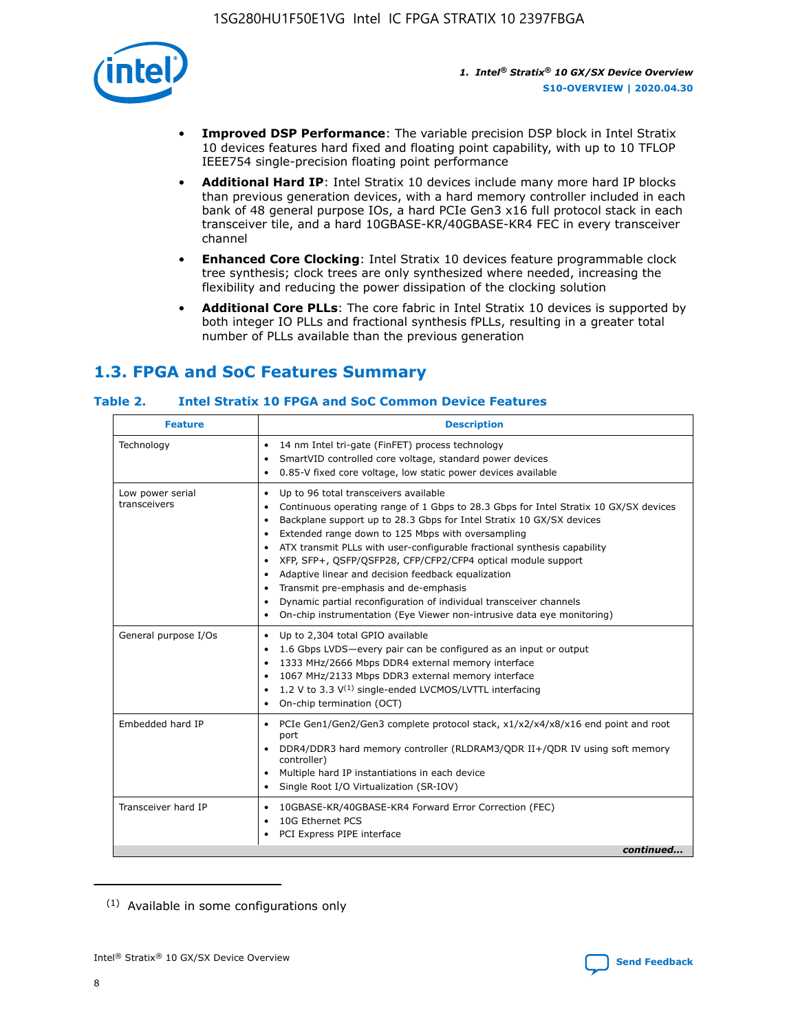- **Improved DSP Performance**: The variable precision DSP block in Intel Stratix 10 devices features hard fixed and floating point capability, with up to 10 TFLOP IEEE754 single-precision floating point performance
- **Additional Hard IP**: Intel Stratix 10 devices include many more hard IP blocks than previous generation devices, with a hard memory controller included in each bank of 48 general purpose IOs, a hard PCIe Gen3 x16 full protocol stack in each transceiver tile, and a hard 10GBASE-KR/40GBASE-KR4 FEC in every transceiver channel
- **Enhanced Core Clocking**: Intel Stratix 10 devices feature programmable clock tree synthesis; clock trees are only synthesized where needed, increasing the flexibility and reducing the power dissipation of the clocking solution
- **Additional Core PLLs**: The core fabric in Intel Stratix 10 devices is supported by both integer IO PLLs and fractional synthesis fPLLs, resulting in a greater total number of PLLs available than the previous generation

## 1.3. FPGA and SoC Features Summary

### Table 2. Intel Stratix 10 FPGA and SoC Common Device Features

| Feature | Description |
|---|---|
| Technology | • 14 nm Intel tri-gate (FinFET) process technology<br>• SmartVID controlled core voltage, standard power devices<br>• 0.85-V fixed core voltage, low static power devices available |
| Low power serial transceivers | • Up to 96 total transceivers available<br>• Continuous operating range of 1 Gbps to 28.3 Gbps for Intel Stratix 10 GX/SX devices<br>• Backplane support up to 28.3 Gbps for Intel Stratix 10 GX/SX devices<br>• Extended range down to 125 Mbps with oversampling<br>• ATX transmit PLLs with user-configurable fractional synthesis capability<br>• XFP, SFP+, QSFP/QSFP28, CFP/CFP2/CFP4 optical module support<br>• Adaptive linear and decision feedback equalization<br>• Transmit pre-emphasis and de-emphasis<br>• Dynamic partial reconfiguration of individual transceiver channels<br>• On-chip instrumentation (Eye Viewer non-intrusive data eye monitoring) |
| General purpose I/Os | • Up to 2,304 total GPIO available<br>• 1.6 Gbps LVDS—every pair can be configured as an input or output<br>• 1333 MHz/2666 Mbps DDR4 external memory interface<br>• 1067 MHz/2133 Mbps DDR3 external memory interface<br>• 1.2 V to 3.3 V[1] single-ended LVCMOS/LVTTL interfacing<br>• On-chip termination (OCT) |
| Embedded hard IP | • PCIe Gen1/Gen2/Gen3 complete protocol stack, x1/x2/x4/x8/x16 end point and root port<br>• DDR4/DDR3 hard memory controller (RLDRAM3/QDR II+/QDR IV using soft memory controller)<br>• Multiple hard IP instantiations in each device<br>• Single Root I/O Virtualization (SR-IOV) |
| Transceiver hard IP | • 10GBASE-KR/40GBASE-KR4 Forward Error Correction (FEC)<br>• 10G Ethernet PCS<br>• PCI Express PIPE interface |

*continued...*

(1) Available in some configurations only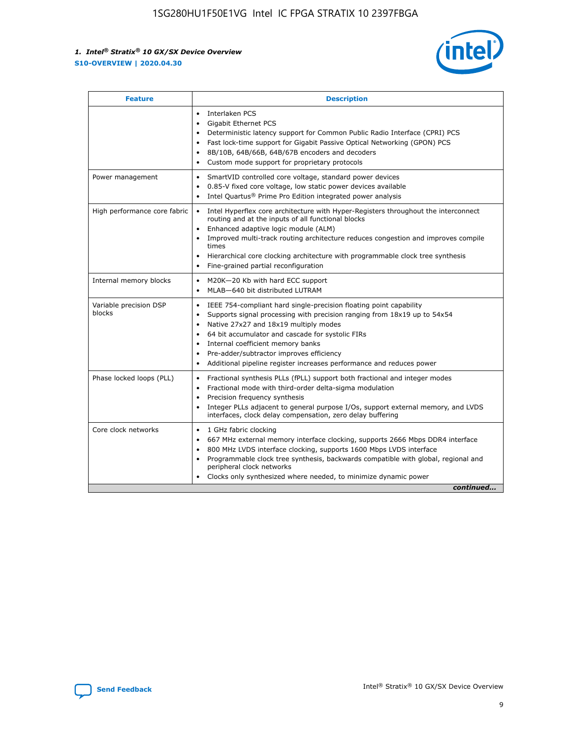| Feature | Description |
| --- | --- |
| | • Interlaken PCS<br>• Gigabit Ethernet PCS<br>• Deterministic latency support for Common Public Radio Interface (CPRI) PCS<br>• Fast lock-time support for Gigabit Passive Optical Networking (GPON) PCS<br>• 8B/10B, 64B/66B, 64B/67B encoders and decoders<br>• Custom mode support for proprietary protocols |
| Power management | • SmartVID controlled core voltage, standard power devices<br>• 0.85-V fixed core voltage, low static power devices available<br>• Intel Quartus® Prime Pro Edition integrated power analysis |
| High performance core fabric | • Intel Hyperflex core architecture with Hyper-Registers throughout the interconnect routing and at the inputs of all functional blocks<br>• Enhanced adaptive logic module (ALM)<br>• Improved multi-track routing architecture reduces congestion and improves compile times<br>• Hierarchical core clocking architecture with programmable clock tree synthesis<br>• Fine-grained partial reconfiguration |
| Internal memory blocks | • M20K—20 Kb with hard ECC support<br>• MLAB—640 bit distributed LUTRAM |
| Variable precision DSP blocks | • IEEE 754-compliant hard single-precision floating point capability<br>• Supports signal processing with precision ranging from 18x19 up to 54x54<br>• Native 27x27 and 18x19 multiply modes<br>• 64 bit accumulator and cascade for systolic FIRs<br>• Internal coefficient memory banks<br>• Pre-adder/subtractor improves efficiency<br>• Additional pipeline register increases performance and reduces power |
| Phase locked loops (PLL) | • Fractional synthesis PLLs (fPLL) support both fractional and integer modes<br>• Fractional mode with third-order delta-sigma modulation<br>• Precision frequency synthesis<br>• Integer PLLs adjacent to general purpose I/Os, support external memory, and LVDS interfaces, clock delay compensation, zero delay buffering |
| Core clock networks | • 1 GHz fabric clocking<br>• 667 MHz external memory interface clocking, supports 2666 Mbps DDR4 interface<br>• 800 MHz LVDS interface clocking, supports 1600 Mbps LVDS interface<br>• Programmable clock tree synthesis, backwards compatible with global, regional and peripheral clock networks<br>• Clocks only synthesized where needed, to minimize dynamic power |

*continued...*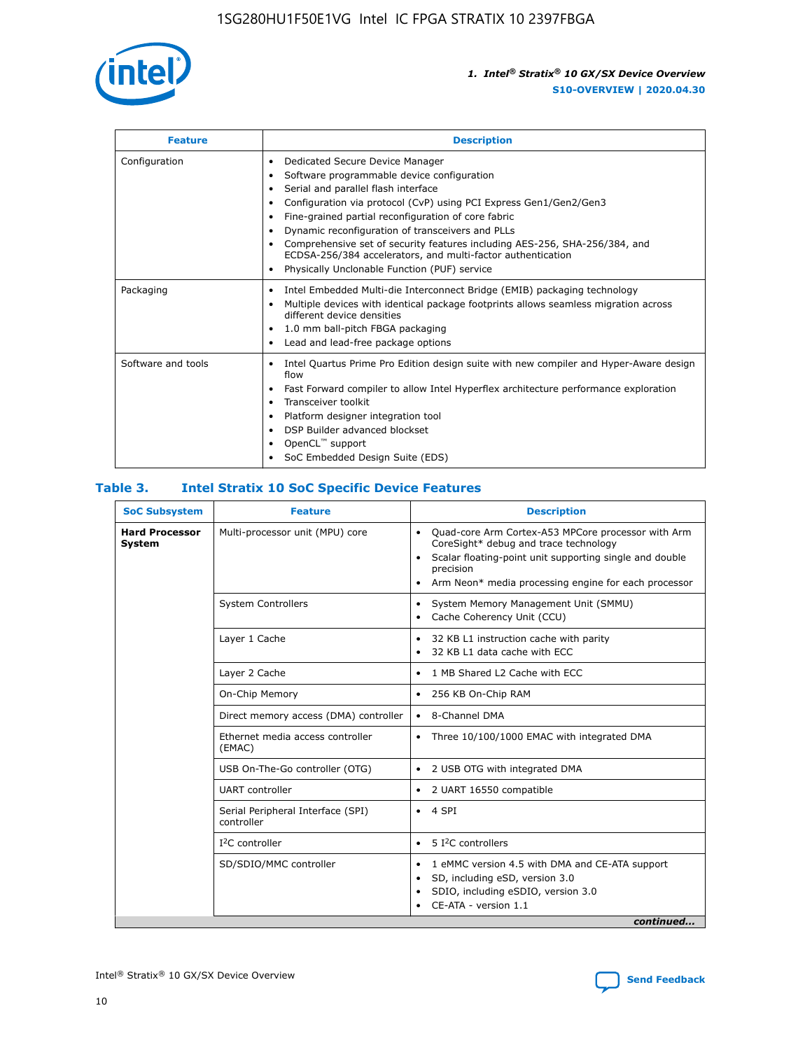| Feature | Description |
| --- | --- |
| Configuration | • Dedicated Secure Device Manager<br>• Software programmable device configuration<br>• Serial and parallel flash interface<br>• Configuration via protocol (CvP) using PCI Express Gen1/Gen2/Gen3<br>• Fine-grained partial reconfiguration of core fabric<br>• Dynamic reconfiguration of transceivers and PLLs<br>• Comprehensive set of security features including AES-256, SHA-256/384, and ECDSA-256/384 accelerators, and multi-factor authentication<br>• Physically Unclonable Function (PUF) service |
| Packaging | • Intel Embedded Multi-die Interconnect Bridge (EMIB) packaging technology<br>• Multiple devices with identical package footprints allows seamless migration across different device densities<br>• 1.0 mm ball-pitch FBGA packaging<br>• Lead and lead-free package options |
| Software and tools | • Intel Quartus Prime Pro Edition design suite with new compiler and Hyper-Aware design flow<br>• Fast Forward compiler to allow Intel Hyperflex architecture performance exploration<br>• Transceiver toolkit<br>• Platform designer integration tool<br>• DSP Builder advanced blockset<br>• OpenCL™ support<br>• SoC Embedded Design Suite (EDS) |

## Table 3. Intel Stratix 10 SoC Specific Device Features

| SoC Subsystem | Feature | Description |
| --- | --- | --- |
| **Hard Processor System** | Multi-processor unit (MPU) core | • Quad-core Arm Cortex-A53 MPCore processor with Arm CoreSight* debug and trace technology<br>• Scalar floating-point unit supporting single and double precision<br>• Arm Neon* media processing engine for each processor |
| | System Controllers | • System Memory Management Unit (SMMU)<br>• Cache Coherency Unit (CCU) |
| | Layer 1 Cache | • 32 KB L1 instruction cache with parity<br>• 32 KB L1 data cache with ECC |
| | Layer 2 Cache | • 1 MB Shared L2 Cache with ECC |
| | On-Chip Memory | • 256 KB On-Chip RAM |
| | Direct memory access (DMA) controller | • 8-Channel DMA |
| | Ethernet media access controller (EMAC) | • Three 10/100/1000 EMAC with integrated DMA |
| | USB On-The-Go controller (OTG) | • 2 USB OTG with integrated DMA |
| | UART controller | • 2 UART 16550 compatible |
| | Serial Peripheral Interface (SPI) controller | • 4 SPI |
| | I²C controller | • 5 I²C controllers |
| | SD/SDIO/MMC controller | • 1 eMMC version 4.5 with DMA and CE-ATA support<br>• SD, including eSD, version 3.0<br>• SDIO, including eSDIO, version 3.0<br>• CE-ATA - version 1.1 |

*continued...*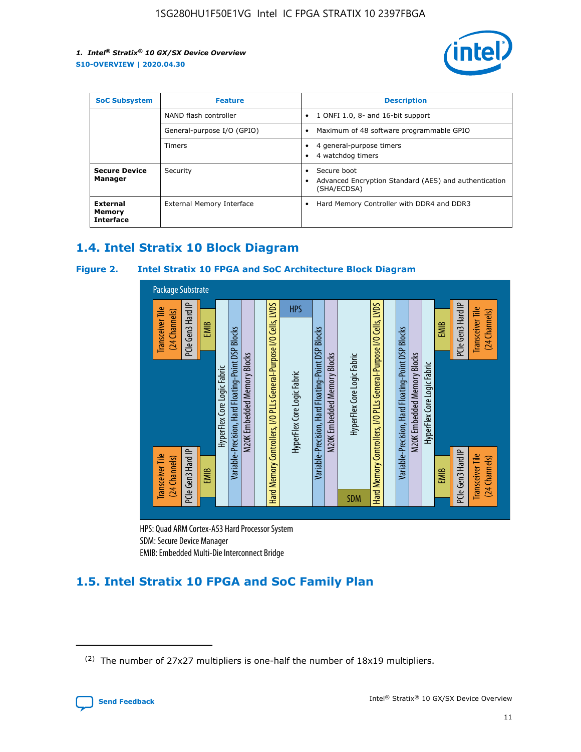| SoC Subsystem | Feature | Description |
| --- | --- | --- |
| | NAND flash controller | • 1 ONFI 1.0, 8- and 16-bit support |
| | General-purpose I/O (GPIO) | • Maximum of 48 software programmable GPIO |
| | Timers | • 4 general-purpose timers<br>• 4 watchdog timers |
| **Secure Device Manager** | Security | • Secure boot<br>• Advanced Encryption Standard (AES) and authentication (SHA/ECDSA) |
| **External Memory Interface** | External Memory Interface | • Hard Memory Controller with DDR4 and DDR3 |

## 1.4. Intel Stratix 10 Block Diagram

**Figure 2. Intel Stratix 10 FPGA and SoC Architecture Block Diagram**

Package Substrate

Transceiver Tile (24 Channels) | PCIe Gen3 Hard IP | EMIB | HyperFlex Core Logic Fabric | Variable-Precision, Hard Floating-Point DSP Blocks | M20K Embedded Memory Blocks | Hard Memory Controllers, I/O PLLs General-Purpose I/O Cells, LVDS | HPS | HyperFlex Core Logic Fabric | Variable-Precision, Hard Floating-Point DSP Blocks | M20K Embedded Memory Blocks | HyperFlex Core Logic Fabric | SDM | Hard Memory Controllers, I/O PLLs General-Purpose I/O Cells, LVDS | Variable-Precision, Hard Floating-Point DSP Blocks | M20K Embedded Memory Blocks | HyperFlex Core Logic Fabric | EMIB | PCIe Gen3 Hard IP | Transceiver Tile (24 Channels)

HPS: Quad ARM Cortex-A53 Hard Processor System
SDM: Secure Device Manager
EMIB: Embedded Multi-Die Interconnect Bridge

## 1.5. Intel Stratix 10 FPGA and SoC Family Plan

(2) The number of 27x27 multipliers is one-half the number of 18x19 multipliers.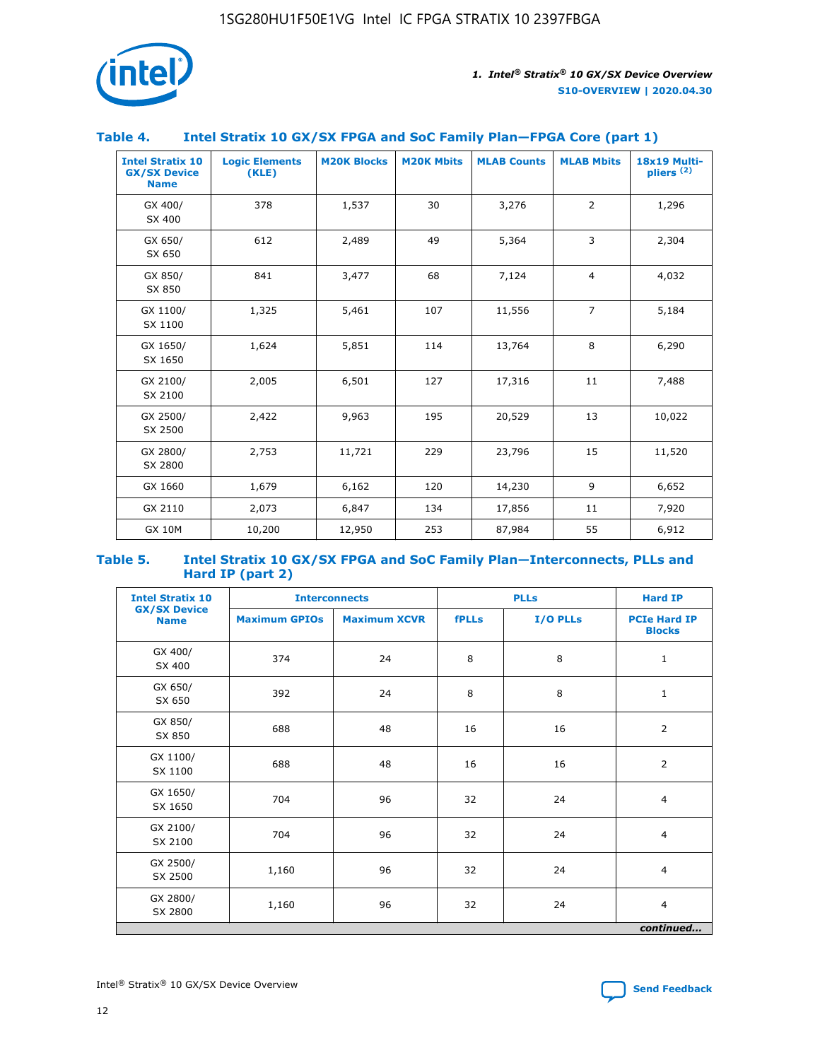### Table 4. Intel Stratix 10 GX/SX FPGA and SoC Family Plan—FPGA Core (part 1)

| Intel Stratix 10 GX/SX Device Name | Logic Elements (KLE) | M20K Blocks | M20K Mbits | MLAB Counts | MLAB Mbits | 18x19 Multipliers [(2)] |
|---|---|---|---|---|---|---|
| GX 400/ SX 400 | 378 | 1,537 | 30 | 3,276 | 2 | 1,296 |
| GX 650/ SX 650 | 612 | 2,489 | 49 | 5,364 | 3 | 2,304 |
| GX 850/ SX 850 | 841 | 3,477 | 68 | 7,124 | 4 | 4,032 |
| GX 1100/ SX 1100 | 1,325 | 5,461 | 107 | 11,556 | 7 | 5,184 |
| GX 1650/ SX 1650 | 1,624 | 5,851 | 114 | 13,764 | 8 | 6,290 |
| GX 2100/ SX 2100 | 2,005 | 6,501 | 127 | 17,316 | 11 | 7,488 |
| GX 2500/ SX 2500 | 2,422 | 9,963 | 195 | 20,529 | 13 | 10,022 |
| GX 2800/ SX 2800 | 2,753 | 11,721 | 229 | 23,796 | 15 | 11,520 |
| GX 1660 | 1,679 | 6,162 | 120 | 14,230 | 9 | 6,652 |
| GX 2110 | 2,073 | 6,847 | 134 | 17,856 | 11 | 7,920 |
| GX 10M | 10,200 | 12,950 | 253 | 87,984 | 55 | 6,912 |

### Table 5. Intel Stratix 10 GX/SX FPGA and SoC Family Plan—Interconnects, PLLs and Hard IP (part 2)

| Intel Stratix 10 GX/SX Device Name | Interconnects | | PLLs | | Hard IP |
|---|---|---|---|---|---|
| | Maximum GPIOs | Maximum XCVR | fPLLs | I/O PLLs | PCIe Hard IP Blocks |
| GX 400/ SX 400 | 374 | 24 | 8 | 8 | 1 |
| GX 650/ SX 650 | 392 | 24 | 8 | 8 | 1 |
| GX 850/ SX 850 | 688 | 48 | 16 | 16 | 2 |
| GX 1100/ SX 1100 | 688 | 48 | 16 | 16 | 2 |
| GX 1650/ SX 1650 | 704 | 96 | 32 | 24 | 4 |
| GX 2100/ SX 2100 | 704 | 96 | 32 | 24 | 4 |
| GX 2500/ SX 2500 | 1,160 | 96 | 32 | 24 | 4 |
| GX 2800/ SX 2800 | 1,160 | 96 | 32 | 24 | 4 |

*continued...*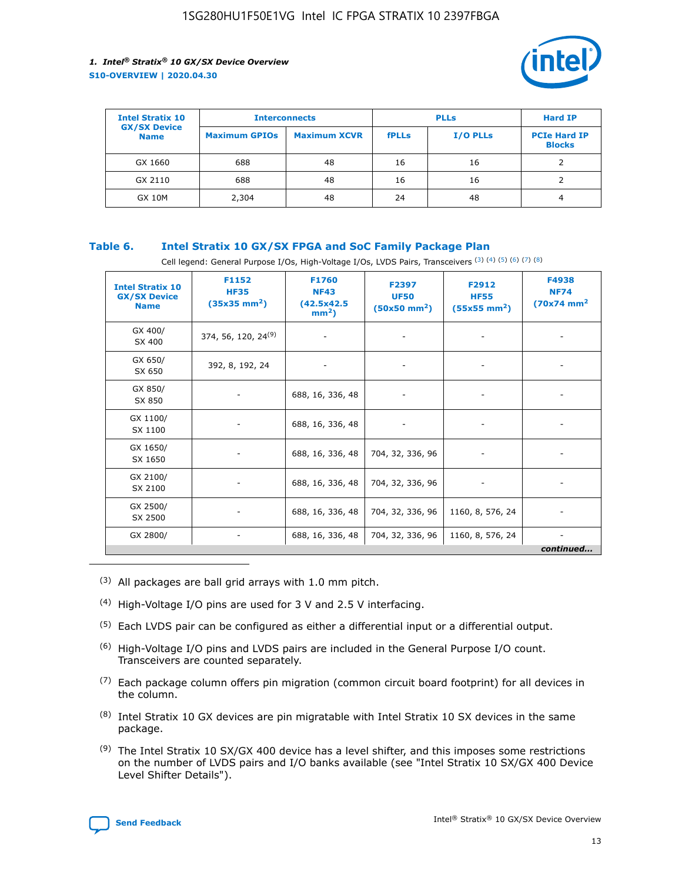| Intel Stratix 10 GX/SX Device Name | Interconnects | | PLLs | | Hard IP |
|---|---|---|---|---|---|
| | Maximum GPIOs | Maximum XCVR | fPLLs | I/O PLLs | PCIe Hard IP Blocks |
| GX 1660 | 688 | 48 | 16 | 16 | 2 |
| GX 2110 | 688 | 48 | 16 | 16 | 2 |
| GX 10M | 2,304 | 48 | 24 | 48 | 4 |

## Table 6. Intel Stratix 10 GX/SX FPGA and SoC Family Package Plan

Cell legend: General Purpose I/Os, High-Voltage I/Os, LVDS Pairs, Transceivers (3) (4) (5) (6) (7) (8)

| Intel Stratix 10 GX/SX Device Name | F1152 HF35 (35x35 mm²) | F1760 NF43 (42.5x42.5 mm²) | F2397 UF50 (50x50 mm²) | F2912 HF55 (55x55 mm²) | F4938 NF74 (70x74 mm² |
|---|---|---|---|---|---|
| GX 400/ SX 400 | 374, 56, 120, 24(9) | - | - | - | - |
| GX 650/ SX 650 | 392, 8, 192, 24 | - | - | - | - |
| GX 850/ SX 850 | - | 688, 16, 336, 48 | - | - | - |
| GX 1100/ SX 1100 | - | 688, 16, 336, 48 | - | - | - |
| GX 1650/ SX 1650 | - | 688, 16, 336, 48 | 704, 32, 336, 96 | - | - |
| GX 2100/ SX 2100 | - | 688, 16, 336, 48 | 704, 32, 336, 96 | - | - |
| GX 2500/ SX 2500 | - | 688, 16, 336, 48 | 704, 32, 336, 96 | 1160, 8, 576, 24 | - |
| GX 2800/ | - | 688, 16, 336, 48 | 704, 32, 336, 96 | 1160, 8, 576, 24 | - |

*continued...*

(3) All packages are ball grid arrays with 1.0 mm pitch.

(4) High-Voltage I/O pins are used for 3 V and 2.5 V interfacing.

(5) Each LVDS pair can be configured as either a differential input or a differential output.

(6) High-Voltage I/O pins and LVDS pairs are included in the General Purpose I/O count. Transceivers are counted separately.

(7) Each package column offers pin migration (common circuit board footprint) for all devices in the column.

(8) Intel Stratix 10 GX devices are pin migratable with Intel Stratix 10 SX devices in the same package.

(9) The Intel Stratix 10 SX/GX 400 device has a level shifter, and this imposes some restrictions on the number of LVDS pairs and I/O banks available (see "Intel Stratix 10 SX/GX 400 Device Level Shifter Details").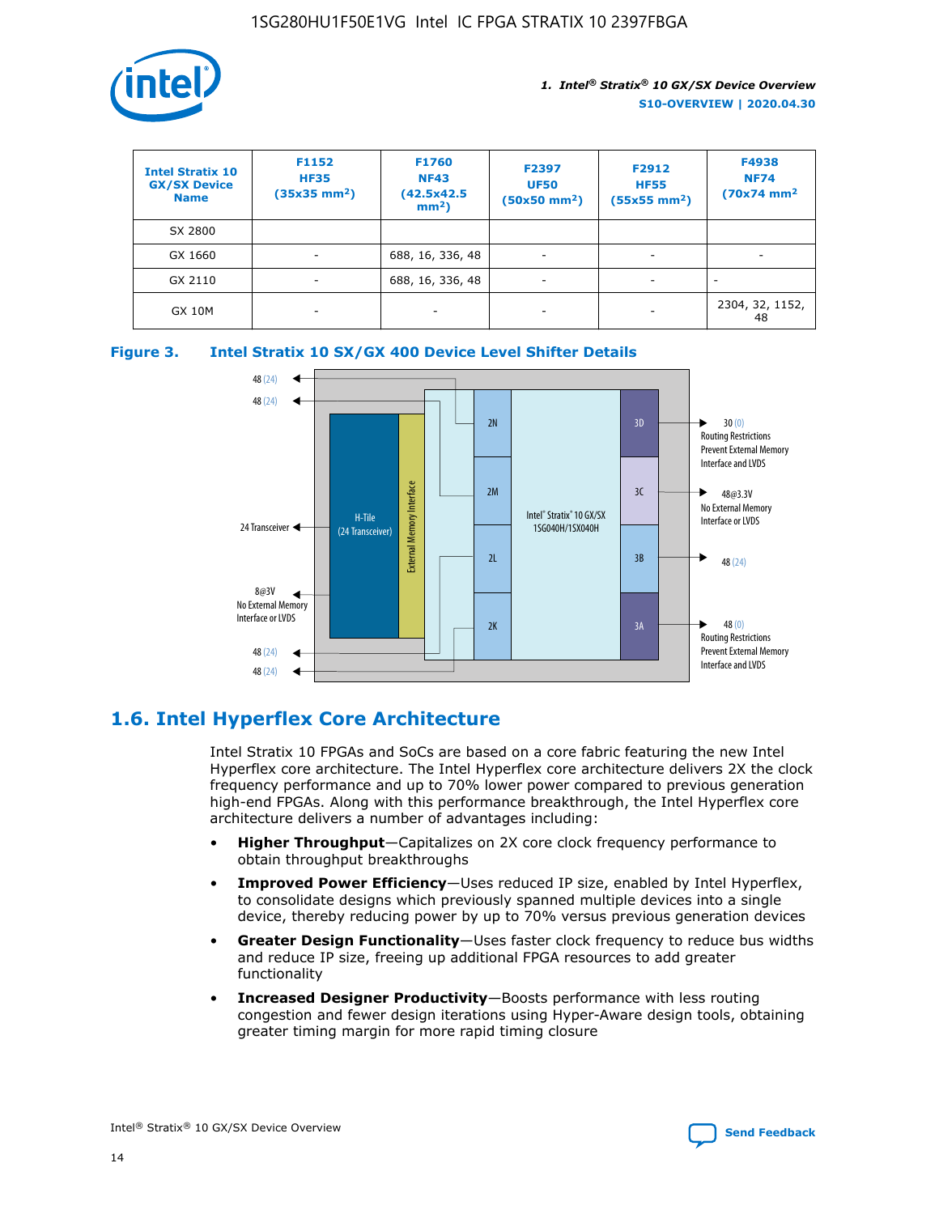| Intel Stratix 10 GX/SX Device Name | F1152 HF35 (35x35 mm²) | F1760 NF43 (42.5x42.5 mm²) | F2397 UF50 (50x50 mm²) | F2912 HF55 (55x55 mm²) | F4938 NF74 (70x74 mm² |
|---|---|---|---|---|---|
| SX 2800 | | | | | |
| GX 1660 | - | 688, 16, 336, 48 | - | - | - |
| GX 2110 | - | 688, 16, 336, 48 | - | - | - |
| GX 10M | - | - | - | - | 2304, 32, 1152, 48 |

**Figure 3. Intel Stratix 10 SX/GX 400 Device Level Shifter Details**

## 1.6. Intel Hyperflex Core Architecture

Intel Stratix 10 FPGAs and SoCs are based on a core fabric featuring the new Intel Hyperflex core architecture. The Intel Hyperflex core architecture delivers 2X the clock frequency performance and up to 70% lower power compared to previous generation high-end FPGAs. Along with this performance breakthrough, the Intel Hyperflex core architecture delivers a number of advantages including:

- **Higher Throughput**—Capitalizes on 2X core clock frequency performance to obtain throughput breakthroughs
- **Improved Power Efficiency**—Uses reduced IP size, enabled by Intel Hyperflex, to consolidate designs which previously spanned multiple devices into a single device, thereby reducing power by up to 70% versus previous generation devices
- **Greater Design Functionality**—Uses faster clock frequency to reduce bus widths and reduce IP size, freeing up additional FPGA resources to add greater functionality
- **Increased Designer Productivity**—Boosts performance with less routing congestion and fewer design iterations using Hyper-Aware design tools, obtaining greater timing margin for more rapid timing closure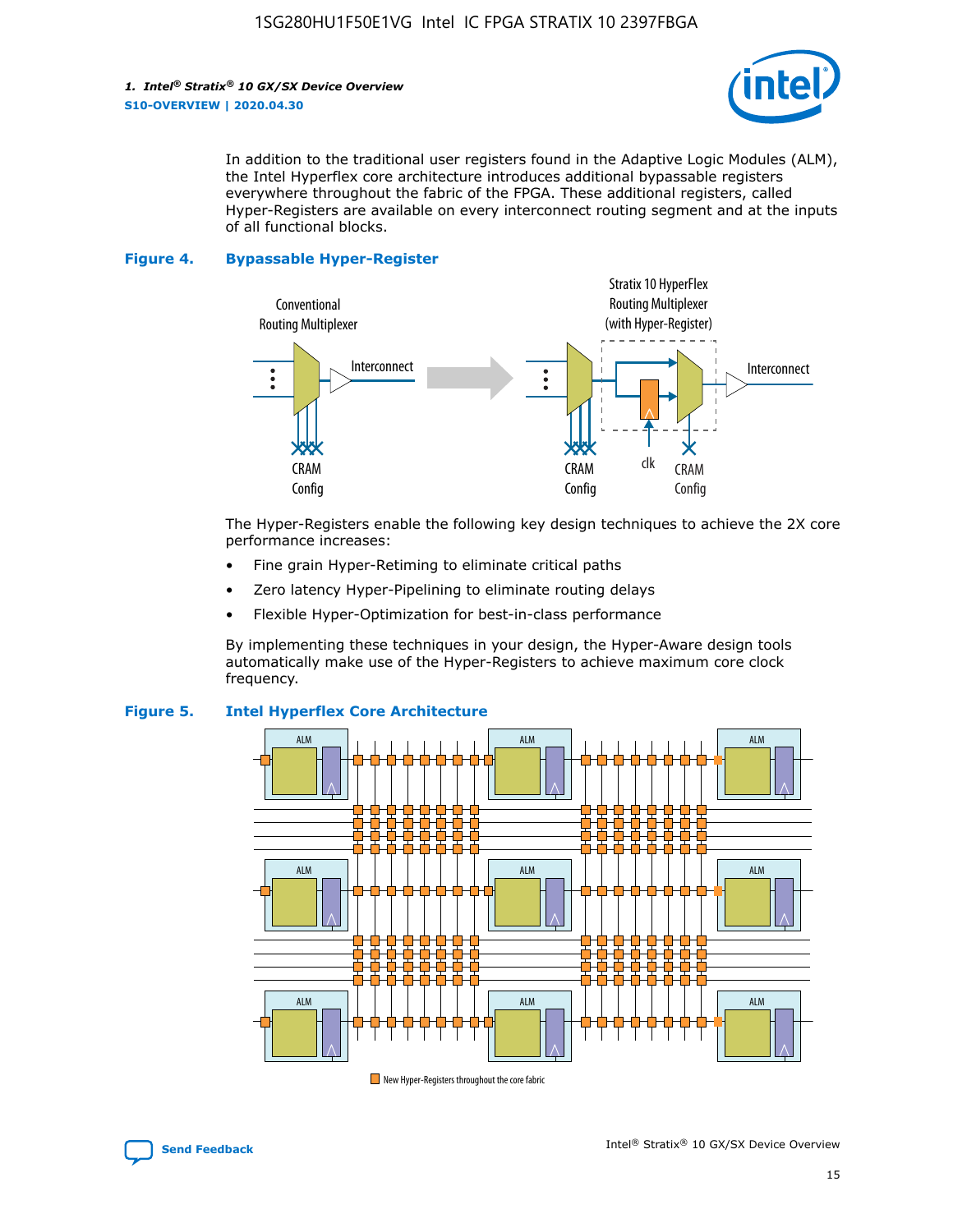In addition to the traditional user registers found in the Adaptive Logic Modules (ALM), the Intel Hyperflex core architecture introduces additional bypassable registers everywhere throughout the fabric of the FPGA. These additional registers, called Hyper-Registers are available on every interconnect routing segment and at the inputs of all functional blocks.

**Figure 4. Bypassable Hyper-Register**

The Hyper-Registers enable the following key design techniques to achieve the 2X core performance increases:

- Fine grain Hyper-Retiming to eliminate critical paths
- Zero latency Hyper-Pipelining to eliminate routing delays
- Flexible Hyper-Optimization for best-in-class performance

By implementing these techniques in your design, the Hyper-Aware design tools automatically make use of the Hyper-Registers to achieve maximum core clock frequency.

**Figure 5. Intel Hyperflex Core Architecture**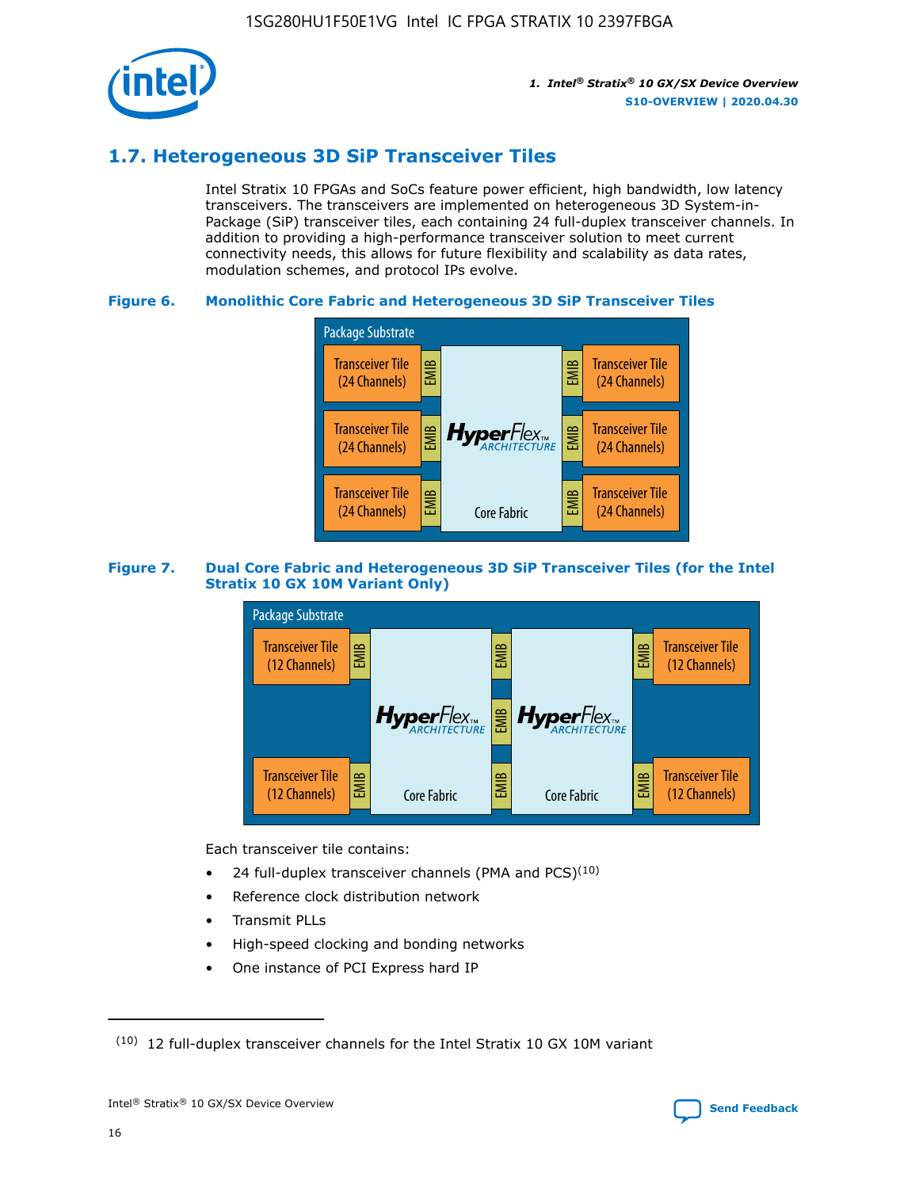## 1.7. Heterogeneous 3D SiP Transceiver Tiles

Intel Stratix 10 FPGAs and SoCs feature power efficient, high bandwidth, low latency transceivers. The transceivers are implemented on heterogeneous 3D System-in-Package (SiP) transceiver tiles, each containing 24 full-duplex transceiver channels. In addition to providing a high-performance transceiver solution to meet current connectivity needs, this allows for future flexibility and scalability as data rates, modulation schemes, and protocol IPs evolve.

**Figure 6. Monolithic Core Fabric and Heterogeneous 3D SiP Transceiver Tiles**

Package Substrate

Transceiver Tile (24 Channels) | EMIB | HyperFlex ARCHITECTURE Core Fabric | EMIB | Transceiver Tile (24 Channels)

Transceiver Tile (24 Channels) | EMIB | | EMIB | Transceiver Tile (24 Channels)

Transceiver Tile (24 Channels) | EMIB | | EMIB | Transceiver Tile (24 Channels)

**Figure 7. Dual Core Fabric and Heterogeneous 3D SiP Transceiver Tiles (for the Intel Stratix 10 GX 10M Variant Only)**

Package Substrate

Transceiver Tile (12 Channels) | EMIB | HyperFlex ARCHITECTURE Core Fabric | EMIB | HyperFlex ARCHITECTURE Core Fabric | EMIB | Transceiver Tile (12 Channels)

Transceiver Tile (12 Channels) | EMIB | | EMIB | | EMIB | Transceiver Tile (12 Channels)

Each transceiver tile contains:

- 24 full-duplex transceiver channels (PMA and PCS)[10]
- Reference clock distribution network
- Transmit PLLs
- High-speed clocking and bonding networks
- One instance of PCI Express hard IP

---

[10] 12 full-duplex transceiver channels for the Intel Stratix 10 GX 10M variant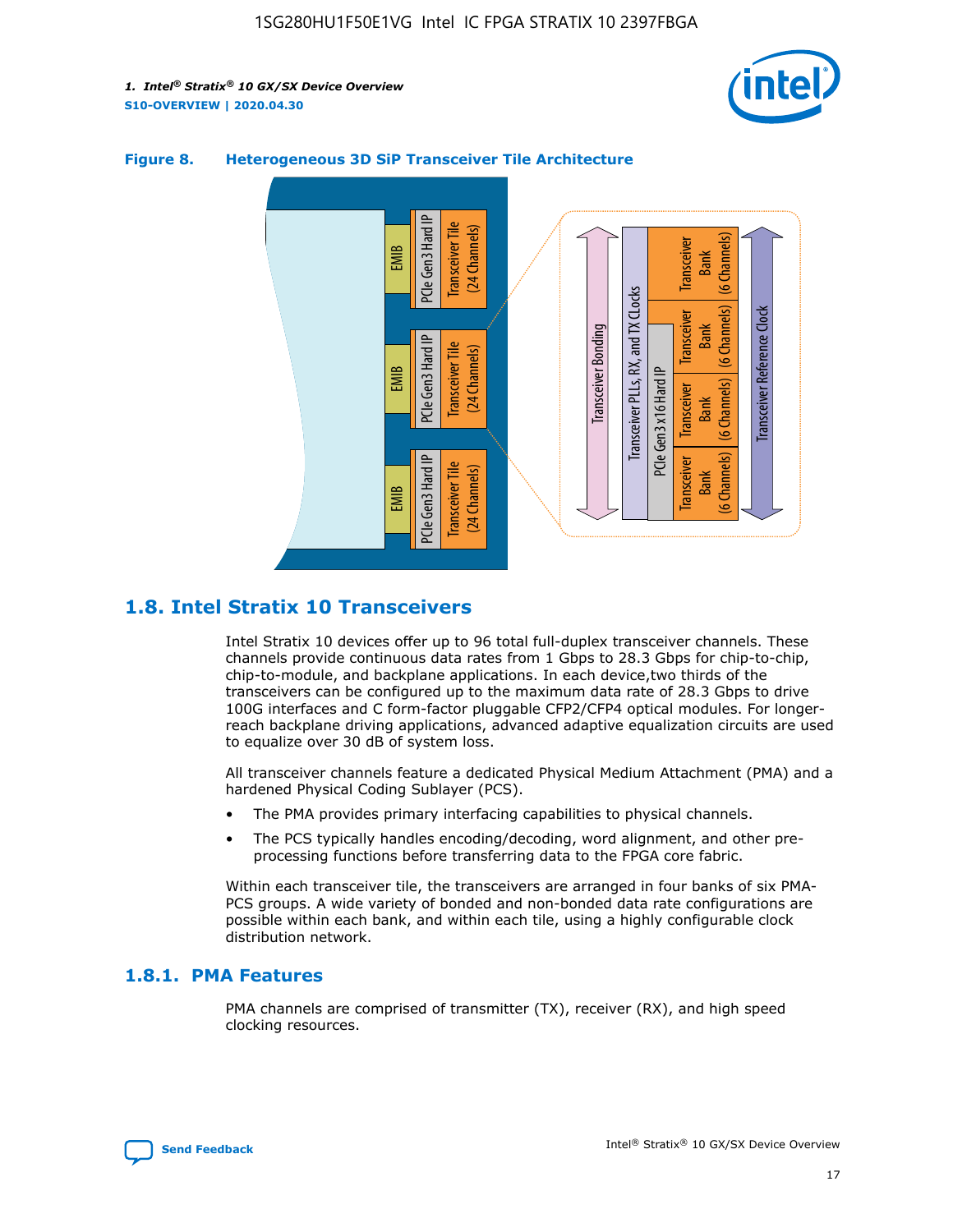**Figure 8. Heterogeneous 3D SiP Transceiver Tile Architecture**

## 1.8. Intel Stratix 10 Transceivers

Intel Stratix 10 devices offer up to 96 total full-duplex transceiver channels. These channels provide continuous data rates from 1 Gbps to 28.3 Gbps for chip-to-chip, chip-to-module, and backplane applications. In each device,two thirds of the transceivers can be configured up to the maximum data rate of 28.3 Gbps to drive 100G interfaces and C form-factor pluggable CFP2/CFP4 optical modules. For longer-reach backplane driving applications, advanced adaptive equalization circuits are used to equalize over 30 dB of system loss.

All transceiver channels feature a dedicated Physical Medium Attachment (PMA) and a hardened Physical Coding Sublayer (PCS).

- The PMA provides primary interfacing capabilities to physical channels.
- The PCS typically handles encoding/decoding, word alignment, and other pre-processing functions before transferring data to the FPGA core fabric.

Within each transceiver tile, the transceivers are arranged in four banks of six PMA-PCS groups. A wide variety of bonded and non-bonded data rate configurations are possible within each bank, and within each tile, using a highly configurable clock distribution network.

### 1.8.1. PMA Features

PMA channels are comprised of transmitter (TX), receiver (RX), and high speed clocking resources.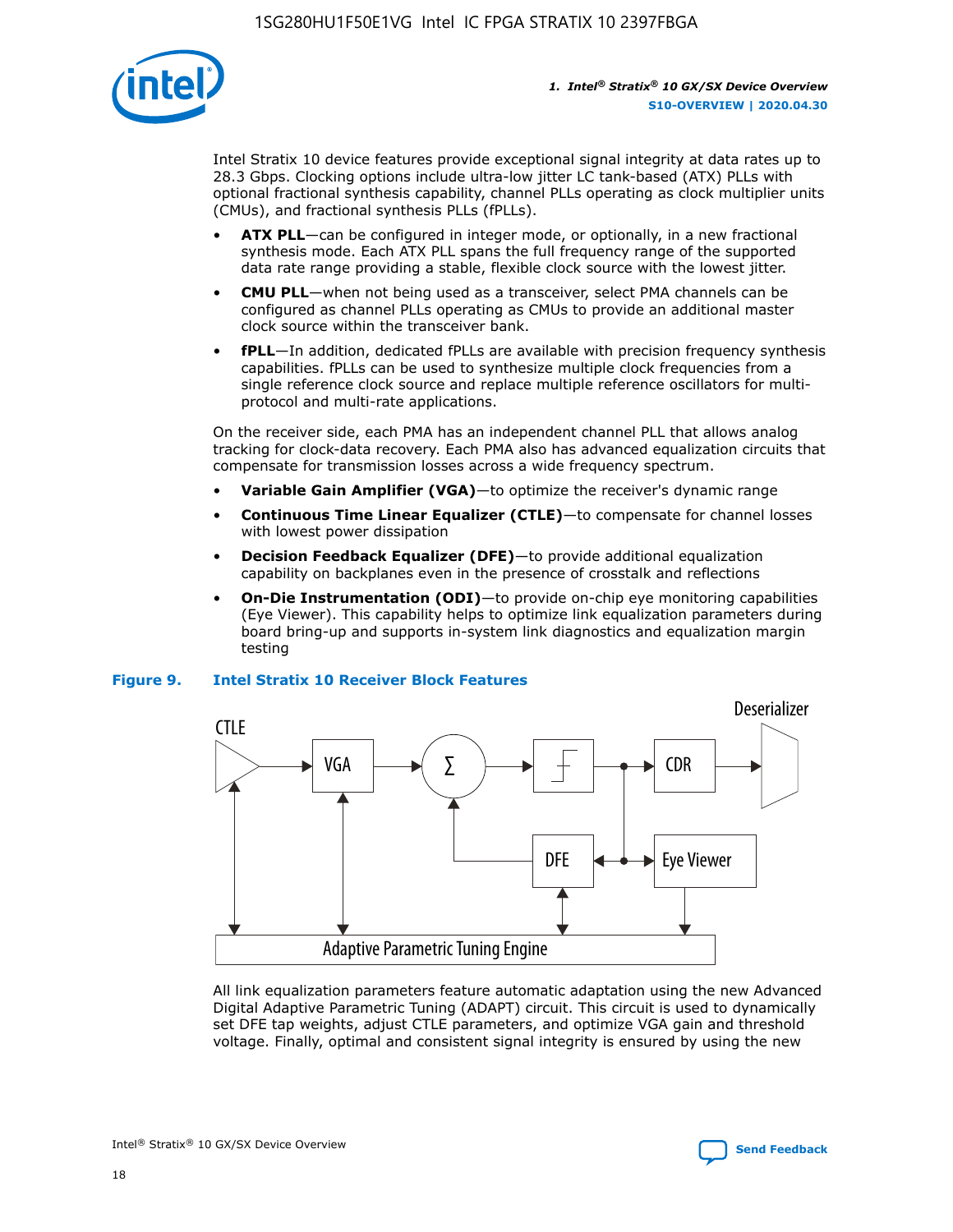Intel Stratix 10 device features provide exceptional signal integrity at data rates up to 28.3 Gbps. Clocking options include ultra-low jitter LC tank-based (ATX) PLLs with optional fractional synthesis capability, channel PLLs operating as clock multiplier units (CMUs), and fractional synthesis PLLs (fPLLs).

- **ATX PLL**—can be configured in integer mode, or optionally, in a new fractional synthesis mode. Each ATX PLL spans the full frequency range of the supported data rate range providing a stable, flexible clock source with the lowest jitter.
- **CMU PLL**—when not being used as a transceiver, select PMA channels can be configured as channel PLLs operating as CMUs to provide an additional master clock source within the transceiver bank.
- **fPLL**—In addition, dedicated fPLLs are available with precision frequency synthesis capabilities. fPLLs can be used to synthesize multiple clock frequencies from a single reference clock source and replace multiple reference oscillators for multi-protocol and multi-rate applications.

On the receiver side, each PMA has an independent channel PLL that allows analog tracking for clock-data recovery. Each PMA also has advanced equalization circuits that compensate for transmission losses across a wide frequency spectrum.

- **Variable Gain Amplifier (VGA)**—to optimize the receiver's dynamic range
- **Continuous Time Linear Equalizer (CTLE)**—to compensate for channel losses with lowest power dissipation
- **Decision Feedback Equalizer (DFE)**—to provide additional equalization capability on backplanes even in the presence of crosstalk and reflections
- **On-Die Instrumentation (ODI)**—to provide on-chip eye monitoring capabilities (Eye Viewer). This capability helps to optimize link equalization parameters during board bring-up and supports in-system link diagnostics and equalization margin testing

**Figure 9. Intel Stratix 10 Receiver Block Features**

All link equalization parameters feature automatic adaptation using the new Advanced Digital Adaptive Parametric Tuning (ADAPT) circuit. This circuit is used to dynamically set DFE tap weights, adjust CTLE parameters, and optimize VGA gain and threshold voltage. Finally, optimal and consistent signal integrity is ensured by using the new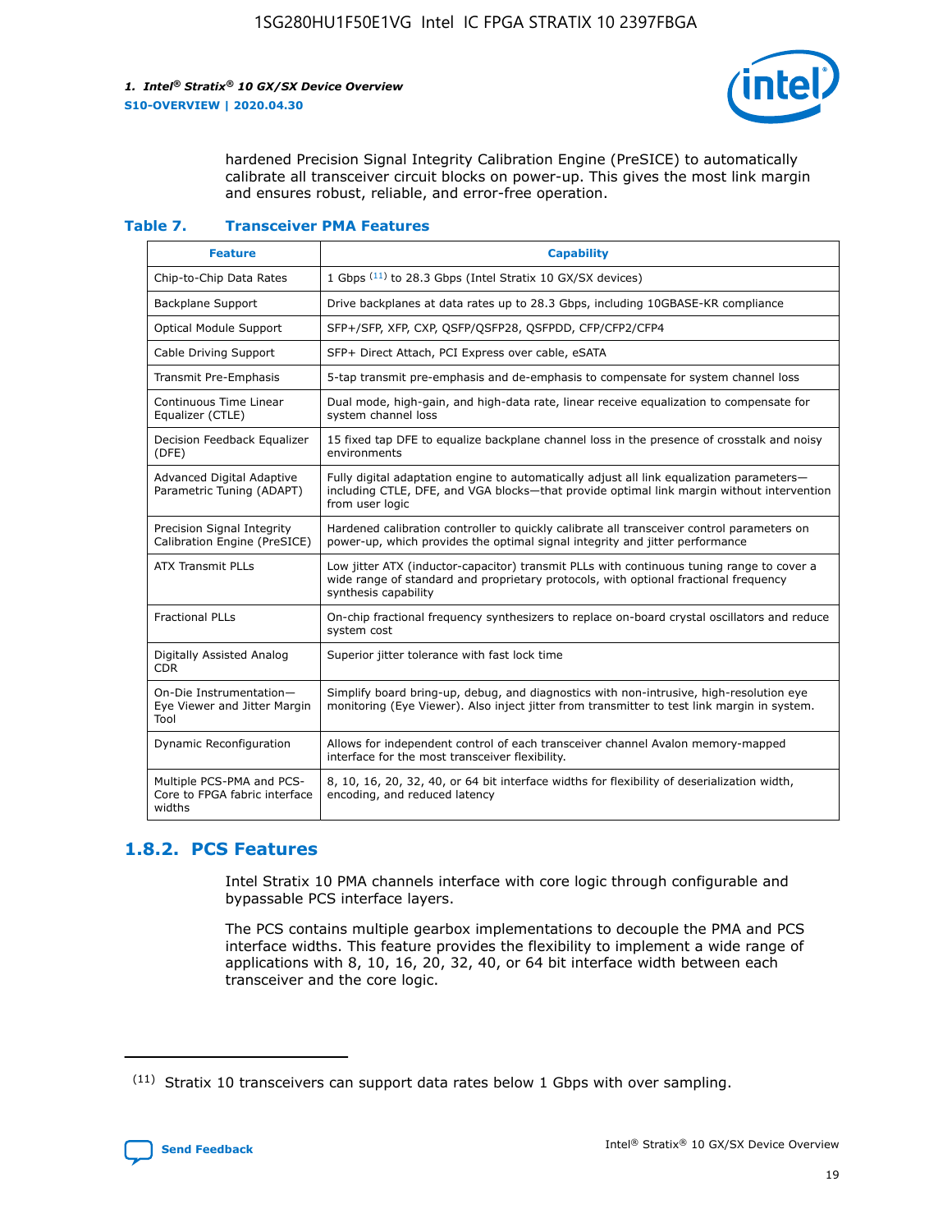hardened Precision Signal Integrity Calibration Engine (PreSICE) to automatically calibrate all transceiver circuit blocks on power-up. This gives the most link margin and ensures robust, reliable, and error-free operation.

**Table 7. Transceiver PMA Features**

| Feature | Capability |
|---|---|
| Chip-to-Chip Data Rates | 1 Gbps [11] to 28.3 Gbps (Intel Stratix 10 GX/SX devices) |
| Backplane Support | Drive backplanes at data rates up to 28.3 Gbps, including 10GBASE-KR compliance |
| Optical Module Support | SFP+/SFP, XFP, CXP, QSFP/QSFP28, QSFPDD, CFP/CFP2/CFP4 |
| Cable Driving Support | SFP+ Direct Attach, PCI Express over cable, eSATA |
| Transmit Pre-Emphasis | 5-tap transmit pre-emphasis and de-emphasis to compensate for system channel loss |
| Continuous Time Linear Equalizer (CTLE) | Dual mode, high-gain, and high-data rate, linear receive equalization to compensate for system channel loss |
| Decision Feedback Equalizer (DFE) | 15 fixed tap DFE to equalize backplane channel loss in the presence of crosstalk and noisy environments |
| Advanced Digital Adaptive Parametric Tuning (ADAPT) | Fully digital adaptation engine to automatically adjust all link equalization parameters—including CTLE, DFE, and VGA blocks—that provide optimal link margin without intervention from user logic |
| Precision Signal Integrity Calibration Engine (PreSICE) | Hardened calibration controller to quickly calibrate all transceiver control parameters on power-up, which provides the optimal signal integrity and jitter performance |
| ATX Transmit PLLs | Low jitter ATX (inductor-capacitor) transmit PLLs with continuous tuning range to cover a wide range of standard and proprietary protocols, with optional fractional frequency synthesis capability |
| Fractional PLLs | On-chip fractional frequency synthesizers to replace on-board crystal oscillators and reduce system cost |
| Digitally Assisted Analog CDR | Superior jitter tolerance with fast lock time |
| On-Die Instrumentation—Eye Viewer and Jitter Margin Tool | Simplify board bring-up, debug, and diagnostics with non-intrusive, high-resolution eye monitoring (Eye Viewer). Also inject jitter from transmitter to test link margin in system. |
| Dynamic Reconfiguration | Allows for independent control of each transceiver channel Avalon memory-mapped interface for the most transceiver flexibility. |
| Multiple PCS-PMA and PCS-Core to FPGA fabric interface widths | 8, 10, 16, 20, 32, 40, or 64 bit interface widths for flexibility of deserialization width, encoding, and reduced latency |

## 1.8.2. PCS Features

Intel Stratix 10 PMA channels interface with core logic through configurable and bypassable PCS interface layers.

The PCS contains multiple gearbox implementations to decouple the PMA and PCS interface widths. This feature provides the flexibility to implement a wide range of applications with 8, 10, 16, 20, 32, 40, or 64 bit interface width between each transceiver and the core logic.

[11] Stratix 10 transceivers can support data rates below 1 Gbps with over sampling.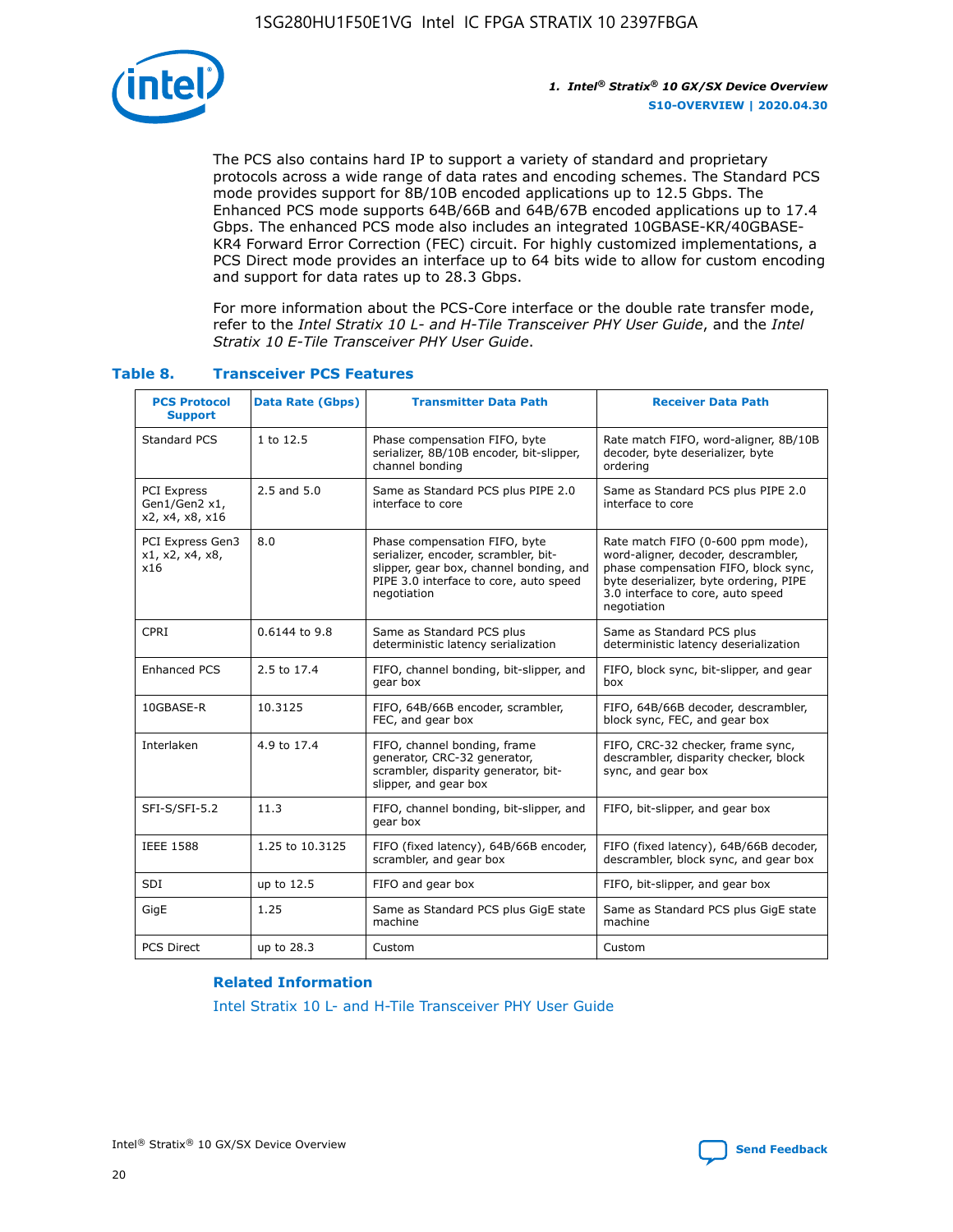The PCS also contains hard IP to support a variety of standard and proprietary protocols across a wide range of data rates and encoding schemes. The Standard PCS mode provides support for 8B/10B encoded applications up to 12.5 Gbps. The Enhanced PCS mode supports 64B/66B and 64B/67B encoded applications up to 17.4 Gbps. The enhanced PCS mode also includes an integrated 10GBASE-KR/40GBASE-KR4 Forward Error Correction (FEC) circuit. For highly customized implementations, a PCS Direct mode provides an interface up to 64 bits wide to allow for custom encoding and support for data rates up to 28.3 Gbps.

For more information about the PCS-Core interface or the double rate transfer mode, refer to the *Intel Stratix 10 L- and H-Tile Transceiver PHY User Guide*, and the *Intel Stratix 10 E-Tile Transceiver PHY User Guide*.

**Table 8. Transceiver PCS Features**

| PCS Protocol Support | Data Rate (Gbps) | Transmitter Data Path | Receiver Data Path |
|---|---|---|---|
| Standard PCS | 1 to 12.5 | Phase compensation FIFO, byte serializer, 8B/10B encoder, bit-slipper, channel bonding | Rate match FIFO, word-aligner, 8B/10B decoder, byte deserializer, byte ordering |
| PCI Express Gen1/Gen2 x1, x2, x4, x8, x16 | 2.5 and 5.0 | Same as Standard PCS plus PIPE 2.0 interface to core | Same as Standard PCS plus PIPE 2.0 interface to core |
| PCI Express Gen3 x1, x2, x4, x8, x16 | 8.0 | Phase compensation FIFO, byte serializer, encoder, scrambler, bit-slipper, gear box, channel bonding, and PIPE 3.0 interface to core, auto speed negotiation | Rate match FIFO (0-600 ppm mode), word-aligner, decoder, descrambler, phase compensation FIFO, block sync, byte deserializer, byte ordering, PIPE 3.0 interface to core, auto speed negotiation |
| CPRI | 0.6144 to 9.8 | Same as Standard PCS plus deterministic latency serialization | Same as Standard PCS plus deterministic latency deserialization |
| Enhanced PCS | 2.5 to 17.4 | FIFO, channel bonding, bit-slipper, and gear box | FIFO, block sync, bit-slipper, and gear box |
| 10GBASE-R | 10.3125 | FIFO, 64B/66B encoder, scrambler, FEC, and gear box | FIFO, 64B/66B decoder, descrambler, block sync, FEC, and gear box |
| Interlaken | 4.9 to 17.4 | FIFO, channel bonding, frame generator, CRC-32 generator, scrambler, disparity generator, bit-slipper, and gear box | FIFO, CRC-32 checker, frame sync, descrambler, disparity checker, block sync, and gear box |
| SFI-S/SFI-5.2 | 11.3 | FIFO, channel bonding, bit-slipper, and gear box | FIFO, bit-slipper, and gear box |
| IEEE 1588 | 1.25 to 10.3125 | FIFO (fixed latency), 64B/66B encoder, scrambler, and gear box | FIFO (fixed latency), 64B/66B decoder, descrambler, block sync, and gear box |
| SDI | up to 12.5 | FIFO and gear box | FIFO, bit-slipper, and gear box |
| GigE | 1.25 | Same as Standard PCS plus GigE state machine | Same as Standard PCS plus GigE state machine |
| PCS Direct | up to 28.3 | Custom | Custom |

**Related Information**

Intel Stratix 10 L- and H-Tile Transceiver PHY User Guide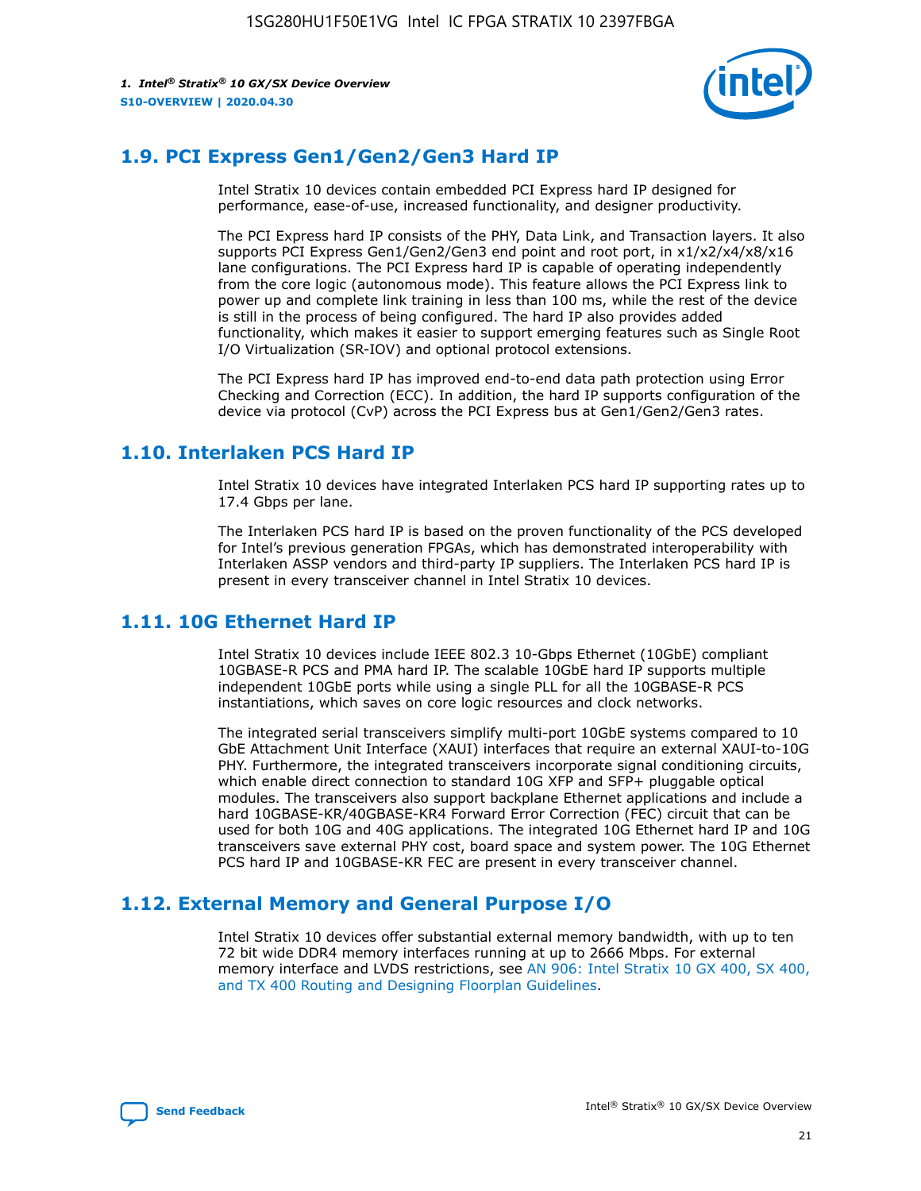## 1.9. PCI Express Gen1/Gen2/Gen3 Hard IP

Intel Stratix 10 devices contain embedded PCI Express hard IP designed for performance, ease-of-use, increased functionality, and designer productivity.

The PCI Express hard IP consists of the PHY, Data Link, and Transaction layers. It also supports PCI Express Gen1/Gen2/Gen3 end point and root port, in x1/x2/x4/x8/x16 lane configurations. The PCI Express hard IP is capable of operating independently from the core logic (autonomous mode). This feature allows the PCI Express link to power up and complete link training in less than 100 ms, while the rest of the device is still in the process of being configured. The hard IP also provides added functionality, which makes it easier to support emerging features such as Single Root I/O Virtualization (SR-IOV) and optional protocol extensions.

The PCI Express hard IP has improved end-to-end data path protection using Error Checking and Correction (ECC). In addition, the hard IP supports configuration of the device via protocol (CvP) across the PCI Express bus at Gen1/Gen2/Gen3 rates.

## 1.10. Interlaken PCS Hard IP

Intel Stratix 10 devices have integrated Interlaken PCS hard IP supporting rates up to 17.4 Gbps per lane.

The Interlaken PCS hard IP is based on the proven functionality of the PCS developed for Intel's previous generation FPGAs, which has demonstrated interoperability with Interlaken ASSP vendors and third-party IP suppliers. The Interlaken PCS hard IP is present in every transceiver channel in Intel Stratix 10 devices.

## 1.11. 10G Ethernet Hard IP

Intel Stratix 10 devices include IEEE 802.3 10-Gbps Ethernet (10GbE) compliant 10GBASE-R PCS and PMA hard IP. The scalable 10GbE hard IP supports multiple independent 10GbE ports while using a single PLL for all the 10GBASE-R PCS instantiations, which saves on core logic resources and clock networks.

The integrated serial transceivers simplify multi-port 10GbE systems compared to 10 GbE Attachment Unit Interface (XAUI) interfaces that require an external XAUI-to-10G PHY. Furthermore, the integrated transceivers incorporate signal conditioning circuits, which enable direct connection to standard 10G XFP and SFP+ pluggable optical modules. The transceivers also support backplane Ethernet applications and include a hard 10GBASE-KR/40GBASE-KR4 Forward Error Correction (FEC) circuit that can be used for both 10G and 40G applications. The integrated 10G Ethernet hard IP and 10G transceivers save external PHY cost, board space and system power. The 10G Ethernet PCS hard IP and 10GBASE-KR FEC are present in every transceiver channel.

## 1.12. External Memory and General Purpose I/O

Intel Stratix 10 devices offer substantial external memory bandwidth, with up to ten 72 bit wide DDR4 memory interfaces running at up to 2666 Mbps. For external memory interface and LVDS restrictions, see AN 906: Intel Stratix 10 GX 400, SX 400, and TX 400 Routing and Designing Floorplan Guidelines.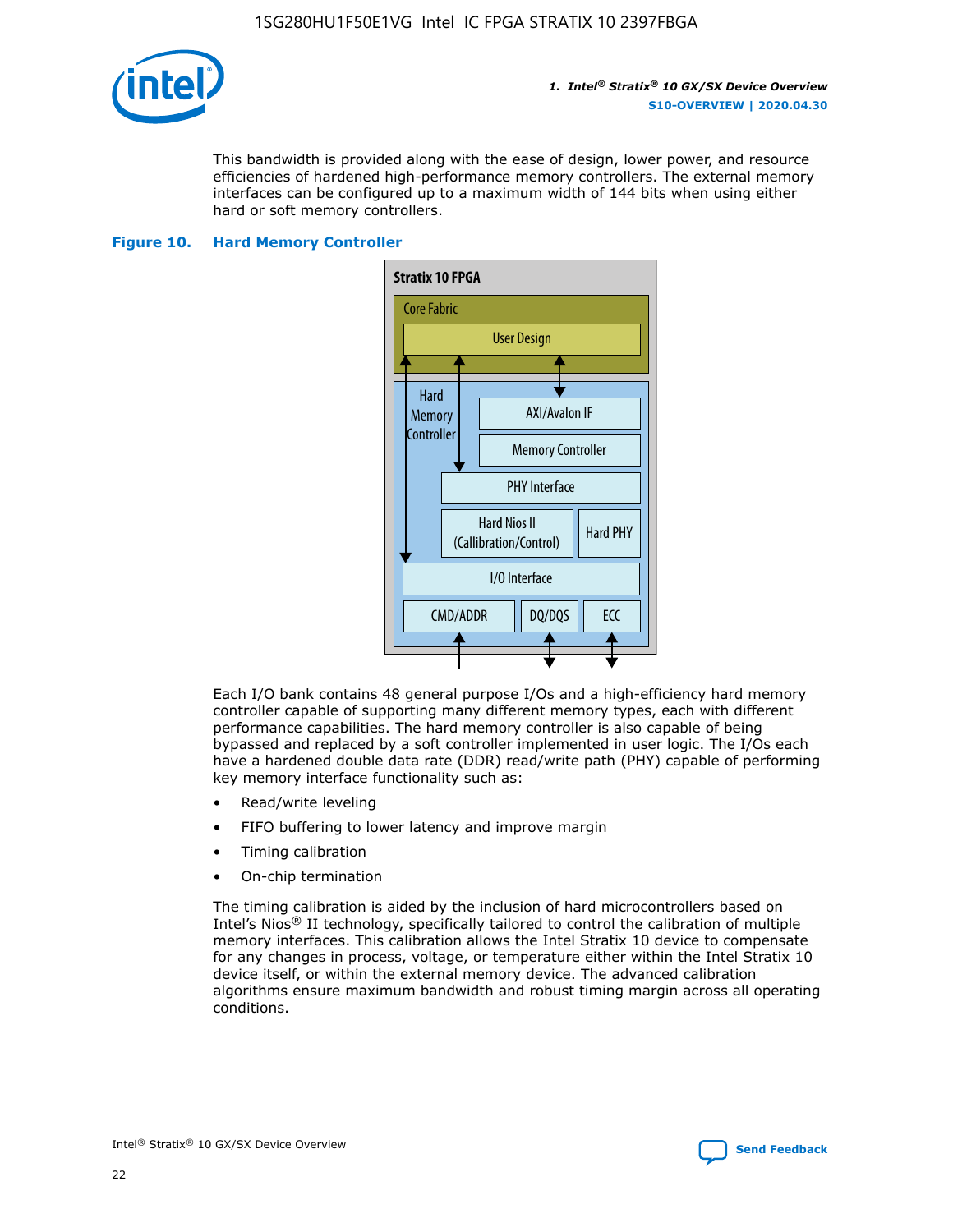This bandwidth is provided along with the ease of design, lower power, and resource efficiencies of hardened high-performance memory controllers. The external memory interfaces can be configured up to a maximum width of 144 bits when using either hard or soft memory controllers.

**Figure 10. Hard Memory Controller**

Each I/O bank contains 48 general purpose I/Os and a high-efficiency hard memory controller capable of supporting many different memory types, each with different performance capabilities. The hard memory controller is also capable of being bypassed and replaced by a soft controller implemented in user logic. The I/Os each have a hardened double data rate (DDR) read/write path (PHY) capable of performing key memory interface functionality such as:

- Read/write leveling
- FIFO buffering to lower latency and improve margin
- Timing calibration
- On-chip termination

The timing calibration is aided by the inclusion of hard microcontrollers based on Intel's Nios® II technology, specifically tailored to control the calibration of multiple memory interfaces. This calibration allows the Intel Stratix 10 device to compensate for any changes in process, voltage, or temperature either within the Intel Stratix 10 device itself, or within the external memory device. The advanced calibration algorithms ensure maximum bandwidth and robust timing margin across all operating conditions.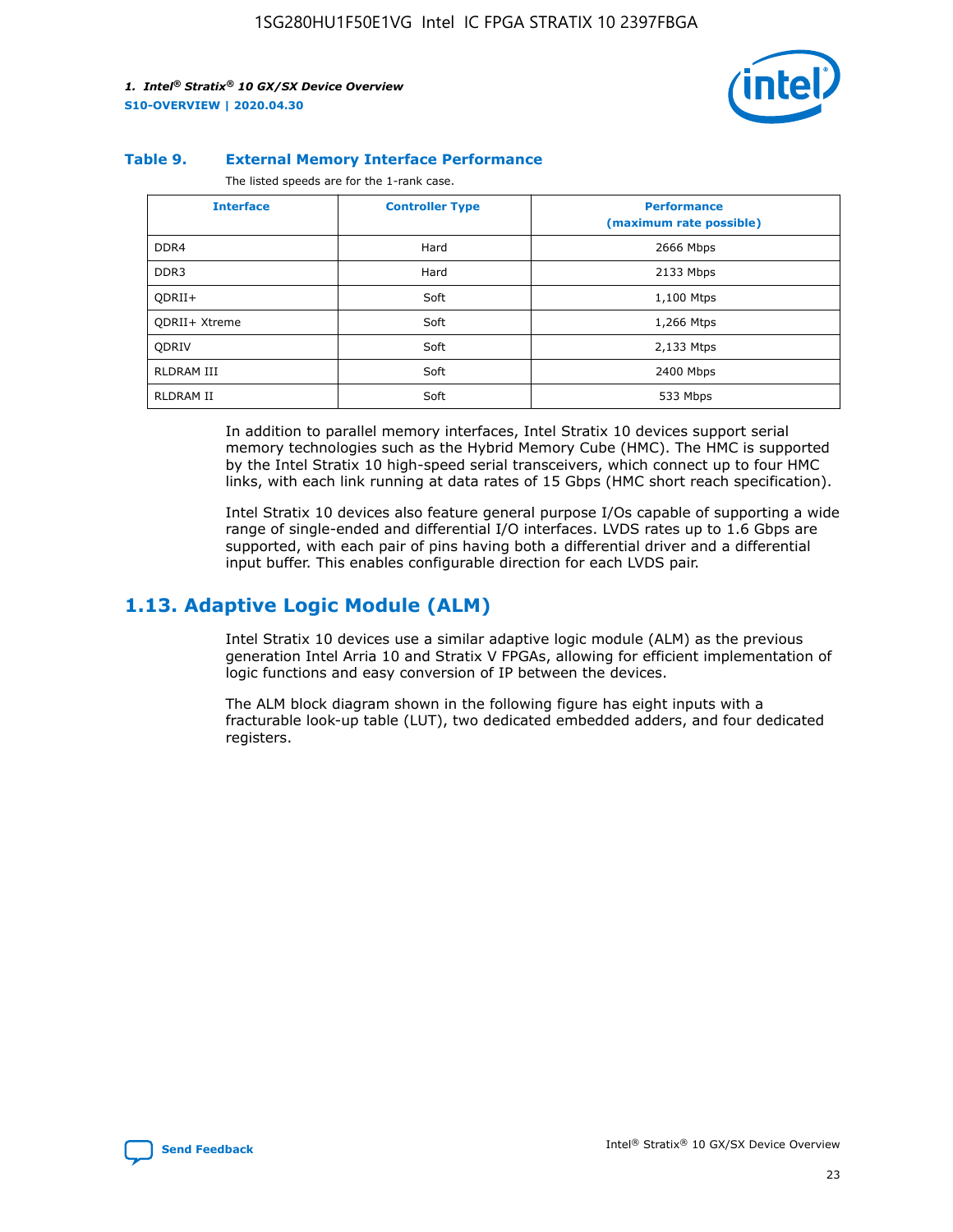**Table 9. External Memory Interface Performance**

The listed speeds are for the 1-rank case.

| Interface | Controller Type | Performance (maximum rate possible) |
| --- | --- | --- |
| DDR4 | Hard | 2666 Mbps |
| DDR3 | Hard | 2133 Mbps |
| QDRII+ | Soft | 1,100 Mtps |
| QDRII+ Xtreme | Soft | 1,266 Mtps |
| QDRIV | Soft | 2,133 Mtps |
| RLDRAM III | Soft | 2400 Mbps |
| RLDRAM II | Soft | 533 Mbps |

In addition to parallel memory interfaces, Intel Stratix 10 devices support serial memory technologies such as the Hybrid Memory Cube (HMC). The HMC is supported by the Intel Stratix 10 high-speed serial transceivers, which connect up to four HMC links, with each link running at data rates of 15 Gbps (HMC short reach specification).

Intel Stratix 10 devices also feature general purpose I/Os capable of supporting a wide range of single-ended and differential I/O interfaces. LVDS rates up to 1.6 Gbps are supported, with each pair of pins having both a differential driver and a differential input buffer. This enables configurable direction for each LVDS pair.

## 1.13. Adaptive Logic Module (ALM)

Intel Stratix 10 devices use a similar adaptive logic module (ALM) as the previous generation Intel Arria 10 and Stratix V FPGAs, allowing for efficient implementation of logic functions and easy conversion of IP between the devices.

The ALM block diagram shown in the following figure has eight inputs with a fracturable look-up table (LUT), two dedicated embedded adders, and four dedicated registers.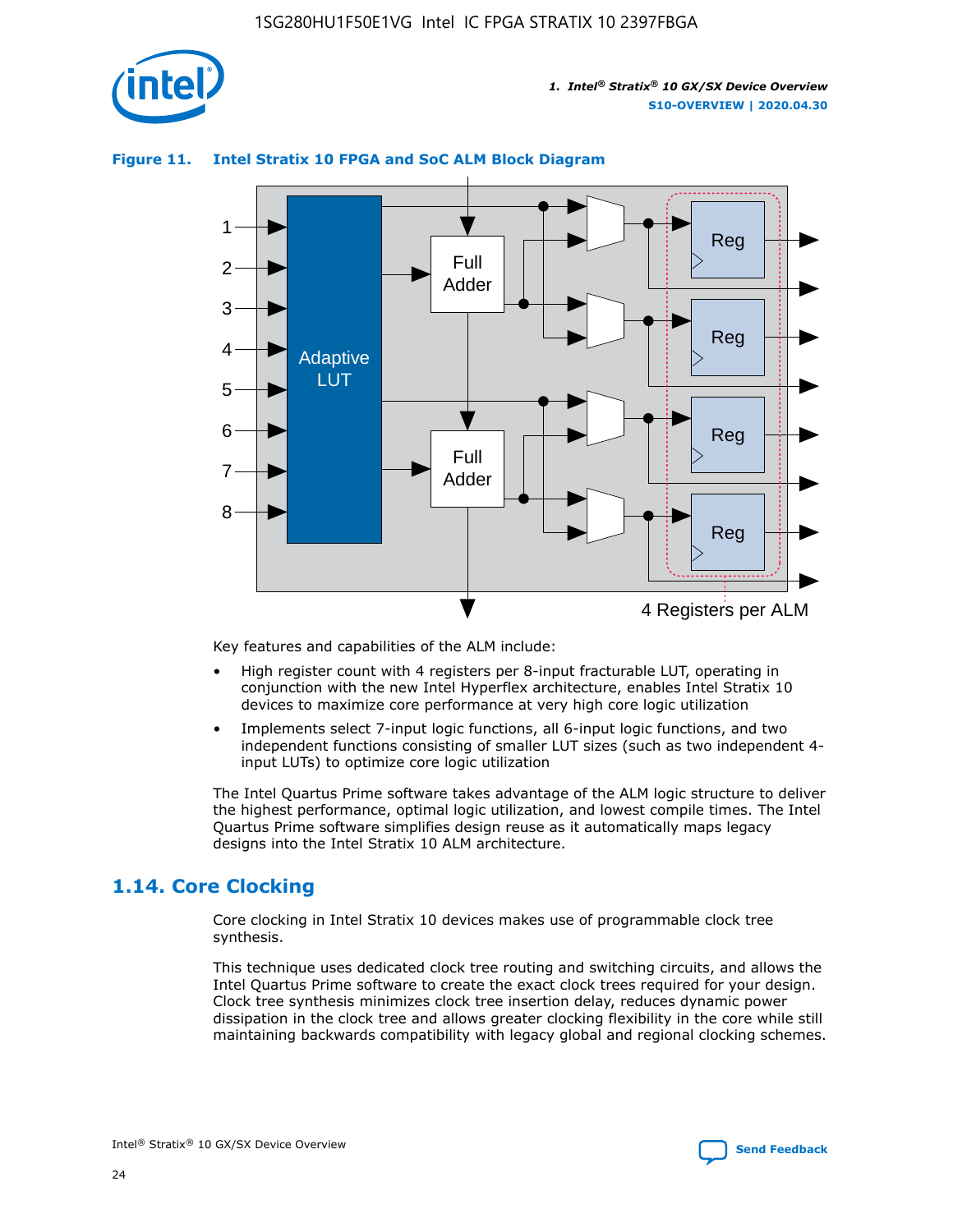**Figure 11. Intel Stratix 10 FPGA and SoC ALM Block Diagram**

Key features and capabilities of the ALM include:

- High register count with 4 registers per 8-input fracturable LUT, operating in conjunction with the new Intel Hyperflex architecture, enables Intel Stratix 10 devices to maximize core performance at very high core logic utilization
- Implements select 7-input logic functions, all 6-input logic functions, and two independent functions consisting of smaller LUT sizes (such as two independent 4-input LUTs) to optimize core logic utilization

The Intel Quartus Prime software takes advantage of the ALM logic structure to deliver the highest performance, optimal logic utilization, and lowest compile times. The Intel Quartus Prime software simplifies design reuse as it automatically maps legacy designs into the Intel Stratix 10 ALM architecture.

## 1.14. Core Clocking

Core clocking in Intel Stratix 10 devices makes use of programmable clock tree synthesis.

This technique uses dedicated clock tree routing and switching circuits, and allows the Intel Quartus Prime software to create the exact clock trees required for your design. Clock tree synthesis minimizes clock tree insertion delay, reduces dynamic power dissipation in the clock tree and allows greater clocking flexibility in the core while still maintaining backwards compatibility with legacy global and regional clocking schemes.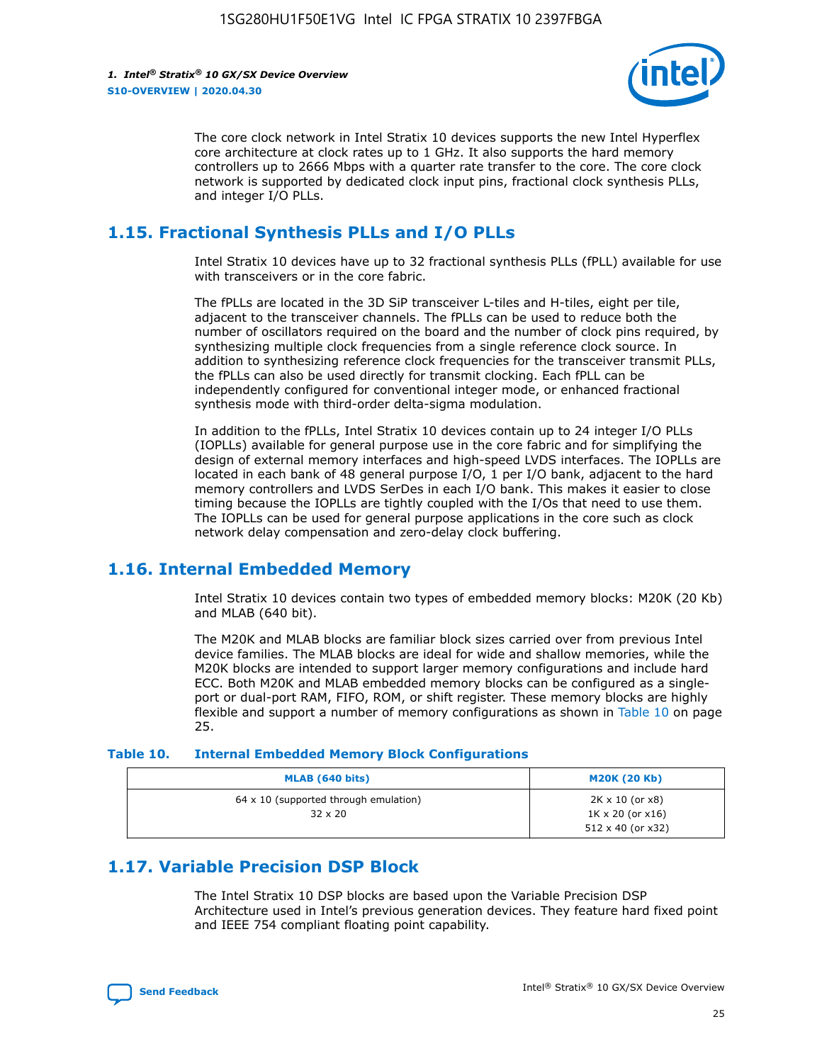The core clock network in Intel Stratix 10 devices supports the new Intel Hyperflex core architecture at clock rates up to 1 GHz. It also supports the hard memory controllers up to 2666 Mbps with a quarter rate transfer to the core. The core clock network is supported by dedicated clock input pins, fractional clock synthesis PLLs, and integer I/O PLLs.

## 1.15. Fractional Synthesis PLLs and I/O PLLs

Intel Stratix 10 devices have up to 32 fractional synthesis PLLs (fPLL) available for use with transceivers or in the core fabric.

The fPLLs are located in the 3D SiP transceiver L-tiles and H-tiles, eight per tile, adjacent to the transceiver channels. The fPLLs can be used to reduce both the number of oscillators required on the board and the number of clock pins required, by synthesizing multiple clock frequencies from a single reference clock source. In addition to synthesizing reference clock frequencies for the transceiver transmit PLLs, the fPLLs can also be used directly for transmit clocking. Each fPLL can be independently configured for conventional integer mode, or enhanced fractional synthesis mode with third-order delta-sigma modulation.

In addition to the fPLLs, Intel Stratix 10 devices contain up to 24 integer I/O PLLs (IOPLLs) available for general purpose use in the core fabric and for simplifying the design of external memory interfaces and high-speed LVDS interfaces. The IOPLLs are located in each bank of 48 general purpose I/O, 1 per I/O bank, adjacent to the hard memory controllers and LVDS SerDes in each I/O bank. This makes it easier to close timing because the IOPLLs are tightly coupled with the I/Os that need to use them. The IOPLLs can be used for general purpose applications in the core such as clock network delay compensation and zero-delay clock buffering.

## 1.16. Internal Embedded Memory

Intel Stratix 10 devices contain two types of embedded memory blocks: M20K (20 Kb) and MLAB (640 bit).

The M20K and MLAB blocks are familiar block sizes carried over from previous Intel device families. The MLAB blocks are ideal for wide and shallow memories, while the M20K blocks are intended to support larger memory configurations and include hard ECC. Both M20K and MLAB embedded memory blocks can be configured as a single-port or dual-port RAM, FIFO, ROM, or shift register. These memory blocks are highly flexible and support a number of memory configurations as shown in Table 10 on page 25.

**Table 10. Internal Embedded Memory Block Configurations**

| MLAB (640 bits) | M20K (20 Kb) |
|---|---|
| 64 x 10 (supported through emulation)<br>32 x 20 | 2K x 10 (or x8)<br>1K x 20 (or x16)<br>512 x 40 (or x32) |

## 1.17. Variable Precision DSP Block

The Intel Stratix 10 DSP blocks are based upon the Variable Precision DSP Architecture used in Intel's previous generation devices. They feature hard fixed point and IEEE 754 compliant floating point capability.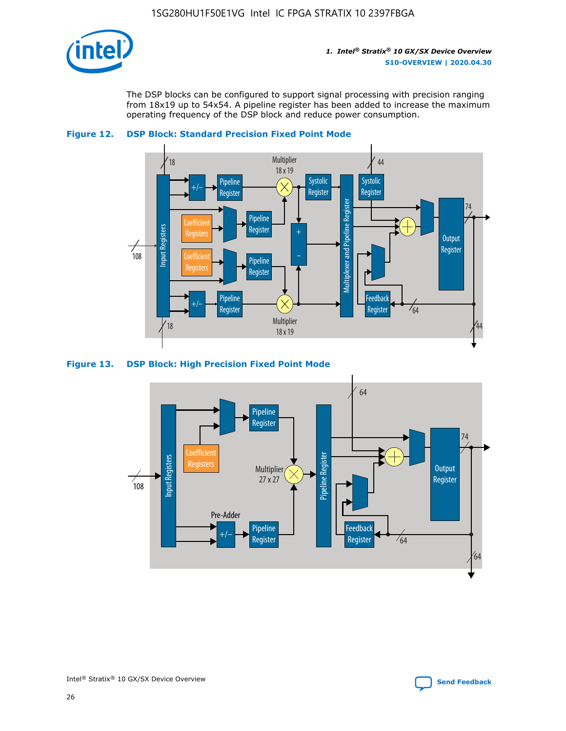The DSP blocks can be configured to support signal processing with precision ranging from 18x19 up to 54x54. A pipeline register has been added to increase the maximum operating frequency of the DSP block and reduce power consumption.

**Figure 12. DSP Block: Standard Precision Fixed Point Mode**

**Figure 13. DSP Block: High Precision Fixed Point Mode**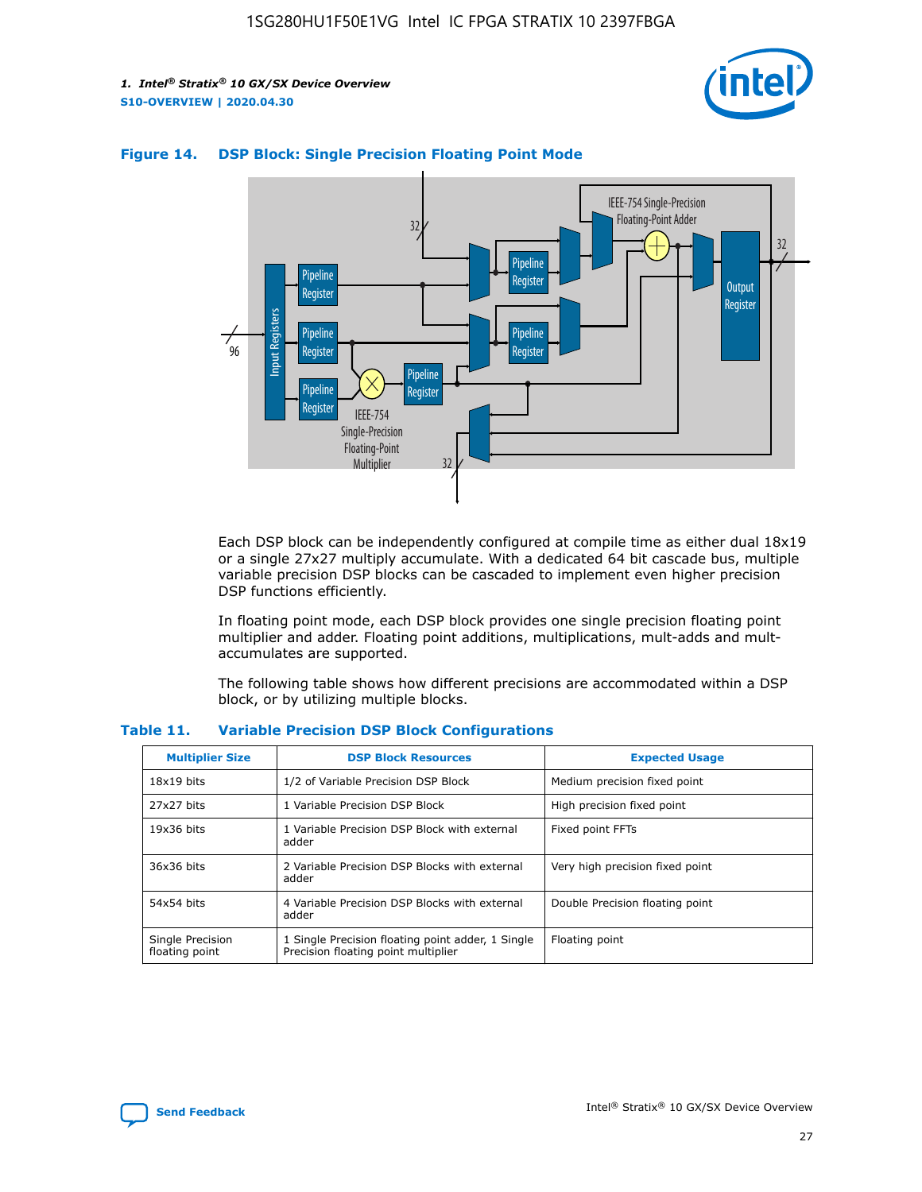**Figure 14. DSP Block: Single Precision Floating Point Mode**

Each DSP block can be independently configured at compile time as either dual 18x19 or a single 27x27 multiply accumulate. With a dedicated 64 bit cascade bus, multiple variable precision DSP blocks can be cascaded to implement even higher precision DSP functions efficiently.

In floating point mode, each DSP block provides one single precision floating point multiplier and adder. Floating point additions, multiplications, mult-adds and mult-accumulates are supported.

The following table shows how different precisions are accommodated within a DSP block, or by utilizing multiple blocks.

**Table 11. Variable Precision DSP Block Configurations**

| Multiplier Size | DSP Block Resources | Expected Usage |
|---|---|---|
| 18x19 bits | 1/2 of Variable Precision DSP Block | Medium precision fixed point |
| 27x27 bits | 1 Variable Precision DSP Block | High precision fixed point |
| 19x36 bits | 1 Variable Precision DSP Block with external adder | Fixed point FFTs |
| 36x36 bits | 2 Variable Precision DSP Blocks with external adder | Very high precision fixed point |
| 54x54 bits | 4 Variable Precision DSP Blocks with external adder | Double Precision floating point |
| Single Precision floating point | 1 Single Precision floating point adder, 1 Single Precision floating point multiplier | Floating point |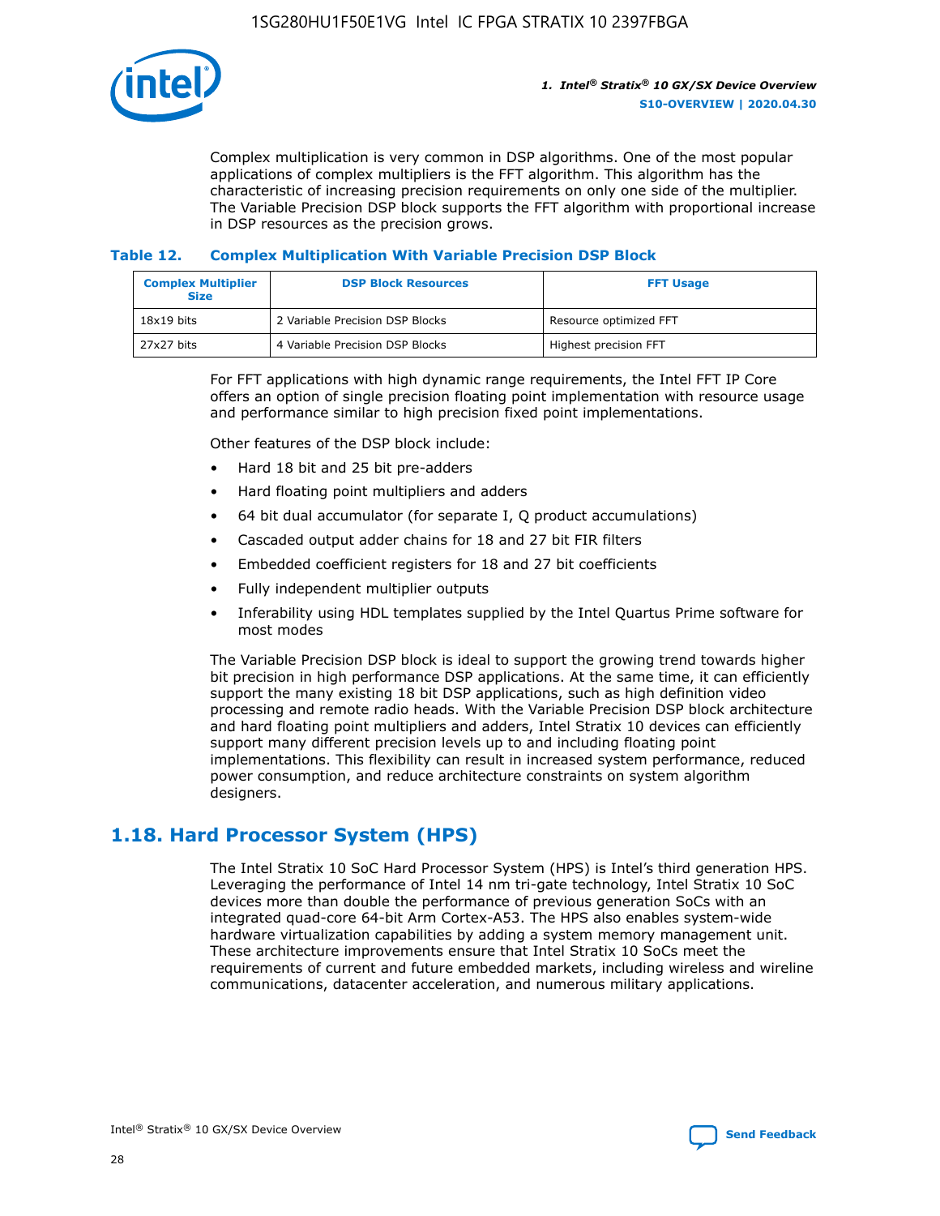Complex multiplication is very common in DSP algorithms. One of the most popular applications of complex multipliers is the FFT algorithm. This algorithm has the characteristic of increasing precision requirements on only one side of the multiplier. The Variable Precision DSP block supports the FFT algorithm with proportional increase in DSP resources as the precision grows.

**Table 12. Complex Multiplication With Variable Precision DSP Block**

| Complex Multiplier Size | DSP Block Resources | FFT Usage |
| --- | --- | --- |
| 18x19 bits | 2 Variable Precision DSP Blocks | Resource optimized FFT |
| 27x27 bits | 4 Variable Precision DSP Blocks | Highest precision FFT |

For FFT applications with high dynamic range requirements, the Intel FFT IP Core offers an option of single precision floating point implementation with resource usage and performance similar to high precision fixed point implementations.

Other features of the DSP block include:

- Hard 18 bit and 25 bit pre-adders
- Hard floating point multipliers and adders
- 64 bit dual accumulator (for separate I, Q product accumulations)
- Cascaded output adder chains for 18 and 27 bit FIR filters
- Embedded coefficient registers for 18 and 27 bit coefficients
- Fully independent multiplier outputs
- Inferability using HDL templates supplied by the Intel Quartus Prime software for most modes

The Variable Precision DSP block is ideal to support the growing trend towards higher bit precision in high performance DSP applications. At the same time, it can efficiently support the many existing 18 bit DSP applications, such as high definition video processing and remote radio heads. With the Variable Precision DSP block architecture and hard floating point multipliers and adders, Intel Stratix 10 devices can efficiently support many different precision levels up to and including floating point implementations. This flexibility can result in increased system performance, reduced power consumption, and reduce architecture constraints on system algorithm designers.

## 1.18. Hard Processor System (HPS)

The Intel Stratix 10 SoC Hard Processor System (HPS) is Intel's third generation HPS. Leveraging the performance of Intel 14 nm tri-gate technology, Intel Stratix 10 SoC devices more than double the performance of previous generation SoCs with an integrated quad-core 64-bit Arm Cortex-A53. The HPS also enables system-wide hardware virtualization capabilities by adding a system memory management unit. These architecture improvements ensure that Intel Stratix 10 SoCs meet the requirements of current and future embedded markets, including wireless and wireline communications, datacenter acceleration, and numerous military applications.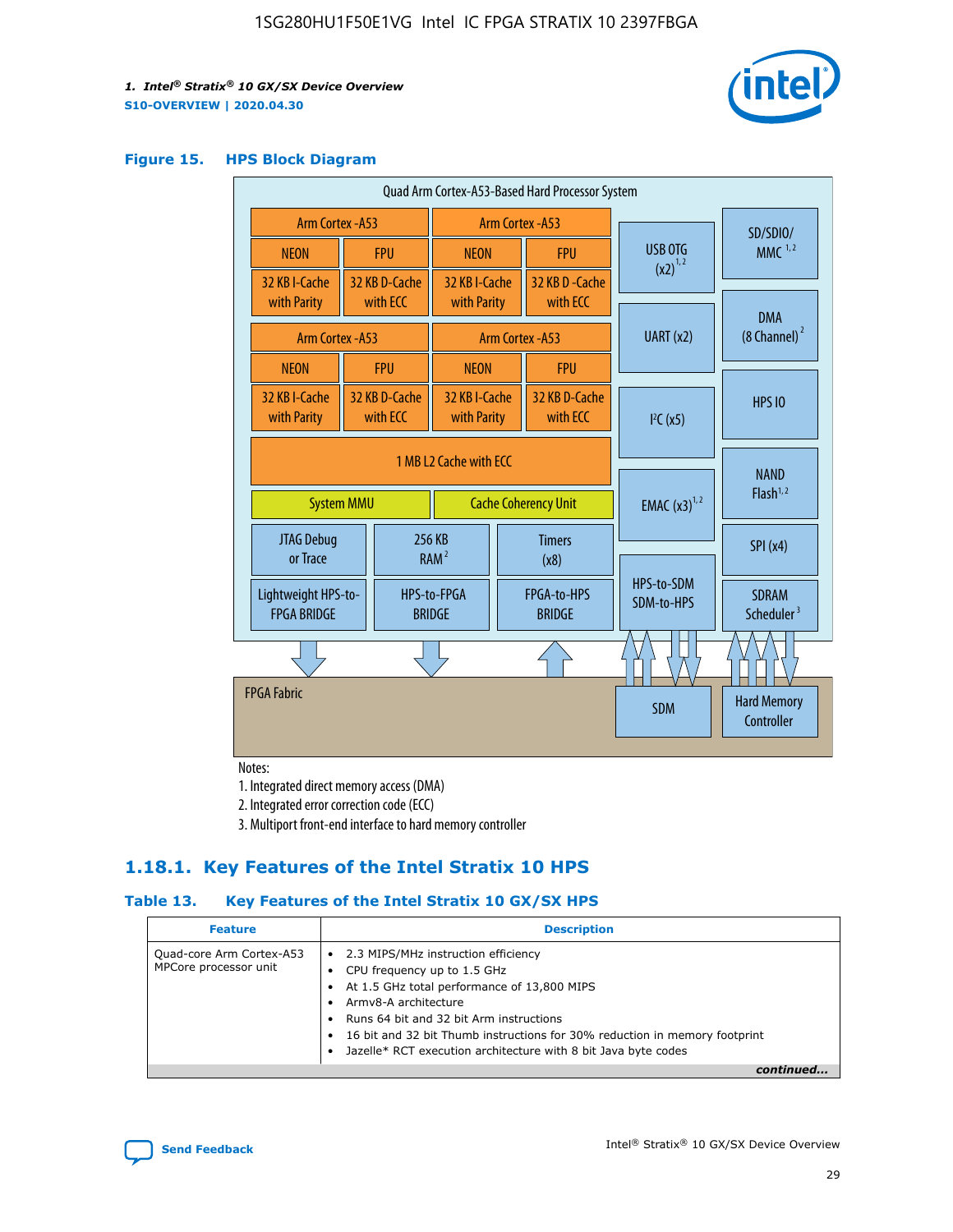#### Figure 15. HPS Block Diagram

Quad Arm Cortex-A53-Based Hard Processor System

| Arm Cortex -A53 | | Arm Cortex -A53 | |
|---|---|---|---|
| NEON | FPU | NEON | FPU |
| 32 KB I-Cache with Parity | 32 KB D-Cache with ECC | 32 KB I-Cache with Parity | 32 KB D -Cache with ECC |

| Arm Cortex -A53 | | Arm Cortex -A53 | |
|---|---|---|---|
| NEON | FPU | NEON | FPU |
| 32 KB I-Cache with Parity | 32 KB D-Cache with ECC | 32 KB I-Cache with Parity | 32 KB D-Cache with ECC |

1 MB L2 Cache with ECC

System MMU | Cache Coherency Unit

JTAG Debug or Trace | 256 KB RAM [2] | Timers (x8)

Lightweight HPS-to-FPGA BRIDGE | HPS-to-FPGA BRIDGE | FPGA-to-HPS BRIDGE

USB OTG (x2) [1,2] | UART (x2) | I²C (x5) | EMAC (x3) [1,2] | HPS-to-SDM SDM-to-HPS

SD/SDIO/MMC [1,2] | DMA (8 Channel) [2] | HPS IO | NAND Flash [1,2] | SPI (x4) | SDRAM Scheduler [3]

FPGA Fabric | SDM | Hard Memory Controller

Notes:

1. Integrated direct memory access (DMA)
2. Integrated error correction code (ECC)
3. Multiport front-end interface to hard memory controller

### 1.18.1. Key Features of the Intel Stratix 10 HPS

#### Table 13. Key Features of the Intel Stratix 10 GX/SX HPS

| Feature | Description |
|---|---|
| Quad-core Arm Cortex-A53 MPCore processor unit | • 2.3 MIPS/MHz instruction efficiency<br>• CPU frequency up to 1.5 GHz<br>• At 1.5 GHz total performance of 13,800 MIPS<br>• Armv8-A architecture<br>• Runs 64 bit and 32 bit Arm instructions<br>• 16 bit and 32 bit Thumb instructions for 30% reduction in memory footprint<br>• Jazelle* RCT execution architecture with 8 bit Java byte codes |

*continued...*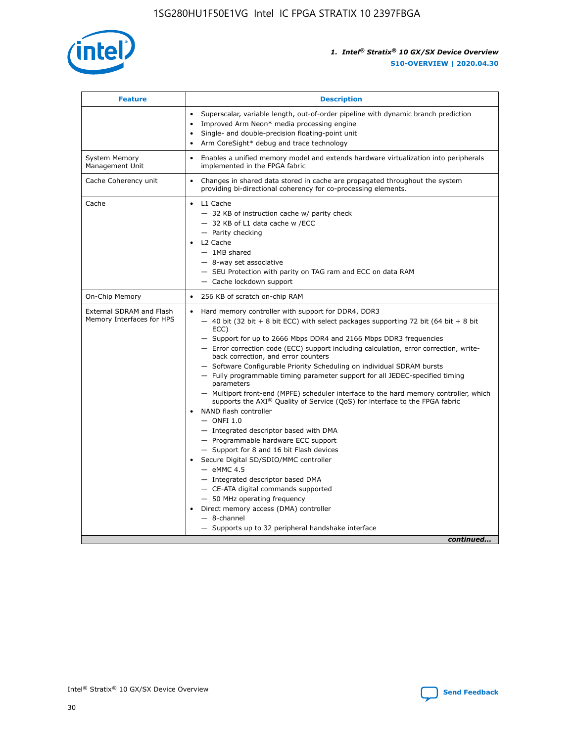| Feature | Description |
| --- | --- |
| | • Superscalar, variable length, out-of-order pipeline with dynamic branch prediction<br>• Improved Arm Neon* media processing engine<br>• Single- and double-precision floating-point unit<br>• Arm CoreSight* debug and trace technology |
| System Memory Management Unit | • Enables a unified memory model and extends hardware virtualization into peripherals implemented in the FPGA fabric |
| Cache Coherency unit | • Changes in shared data stored in cache are propagated throughout the system providing bi-directional coherency for co-processing elements. |
| Cache | • L1 Cache<br>— 32 KB of instruction cache w/ parity check<br>— 32 KB of L1 data cache w /ECC<br>— Parity checking<br>• L2 Cache<br>— 1MB shared<br>— 8-way set associative<br>— SEU Protection with parity on TAG ram and ECC on data RAM<br>— Cache lockdown support |
| On-Chip Memory | • 256 KB of scratch on-chip RAM |
| External SDRAM and Flash Memory Interfaces for HPS | • Hard memory controller with support for DDR4, DDR3<br>— 40 bit (32 bit + 8 bit ECC) with select packages supporting 72 bit (64 bit + 8 bit ECC)<br>— Support for up to 2666 Mbps DDR4 and 2166 Mbps DDR3 frequencies<br>— Error correction code (ECC) support including calculation, error correction, write-back correction, and error counters<br>— Software Configurable Priority Scheduling on individual SDRAM bursts<br>— Fully programmable timing parameter support for all JEDEC-specified timing parameters<br>— Multiport front-end (MPFE) scheduler interface to the hard memory controller, which supports the AXI® Quality of Service (QoS) for interface to the FPGA fabric<br>• NAND flash controller<br>— ONFI 1.0<br>— Integrated descriptor based with DMA<br>— Programmable hardware ECC support<br>— Support for 8 and 16 bit Flash devices<br>• Secure Digital SD/SDIO/MMC controller<br>— eMMC 4.5<br>— Integrated descriptor based DMA<br>— CE-ATA digital commands supported<br>— 50 MHz operating frequency<br>• Direct memory access (DMA) controller<br>— 8-channel<br>— Supports up to 32 peripheral handshake interface |

*continued...*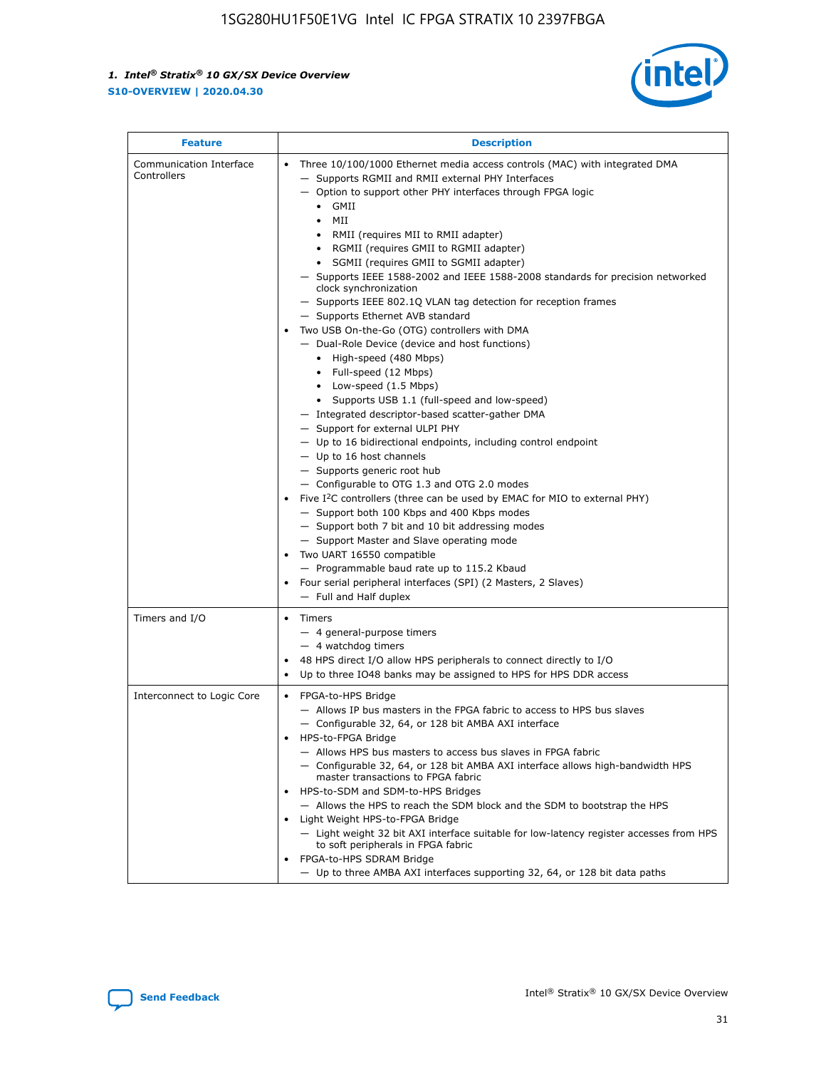| Feature | Description |
| --- | --- |
| Communication Interface Controllers | • Three 10/100/1000 Ethernet media access controls (MAC) with integrated DMA<br>— Supports RGMII and RMII external PHY Interfaces<br>— Option to support other PHY interfaces through FPGA logic<br>• GMII<br>• MII<br>• RMII (requires MII to RMII adapter)<br>• RGMII (requires GMII to RGMII adapter)<br>• SGMII (requires GMII to SGMII adapter)<br>— Supports IEEE 1588-2002 and IEEE 1588-2008 standards for precision networked clock synchronization<br>— Supports IEEE 802.1Q VLAN tag detection for reception frames<br>— Supports Ethernet AVB standard<br>• Two USB On-the-Go (OTG) controllers with DMA<br>— Dual-Role Device (device and host functions)<br>• High-speed (480 Mbps)<br>• Full-speed (12 Mbps)<br>• Low-speed (1.5 Mbps)<br>• Supports USB 1.1 (full-speed and low-speed)<br>— Integrated descriptor-based scatter-gather DMA<br>— Support for external ULPI PHY<br>— Up to 16 bidirectional endpoints, including control endpoint<br>— Up to 16 host channels<br>— Supports generic root hub<br>— Configurable to OTG 1.3 and OTG 2.0 modes<br>• Five I²C controllers (three can be used by EMAC for MIO to external PHY)<br>— Support both 100 Kbps and 400 Kbps modes<br>— Support both 7 bit and 10 bit addressing modes<br>— Support Master and Slave operating mode<br>• Two UART 16550 compatible<br>— Programmable baud rate up to 115.2 Kbaud<br>• Four serial peripheral interfaces (SPI) (2 Masters, 2 Slaves)<br>— Full and Half duplex |
| Timers and I/O | • Timers<br>— 4 general-purpose timers<br>— 4 watchdog timers<br>• 48 HPS direct I/O allow HPS peripherals to connect directly to I/O<br>• Up to three IO48 banks may be assigned to HPS for HPS DDR access |
| Interconnect to Logic Core | • FPGA-to-HPS Bridge<br>— Allows IP bus masters in the FPGA fabric to access to HPS bus slaves<br>— Configurable 32, 64, or 128 bit AMBA AXI interface<br>• HPS-to-FPGA Bridge<br>— Allows HPS bus masters to access bus slaves in FPGA fabric<br>— Configurable 32, 64, or 128 bit AMBA AXI interface allows high-bandwidth HPS master transactions to FPGA fabric<br>• HPS-to-SDM and SDM-to-HPS Bridges<br>— Allows the HPS to reach the SDM block and the SDM to bootstrap the HPS<br>• Light Weight HPS-to-FPGA Bridge<br>— Light weight 32 bit AXI interface suitable for low-latency register accesses from HPS to soft peripherals in FPGA fabric<br>• FPGA-to-HPS SDRAM Bridge<br>— Up to three AMBA AXI interfaces supporting 32, 64, or 128 bit data paths |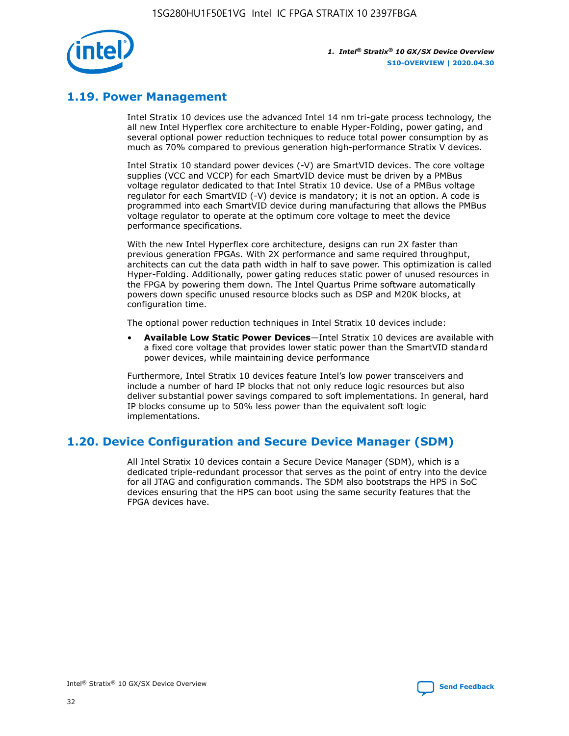## 1.19. Power Management

Intel Stratix 10 devices use the advanced Intel 14 nm tri-gate process technology, the all new Intel Hyperflex core architecture to enable Hyper-Folding, power gating, and several optional power reduction techniques to reduce total power consumption by as much as 70% compared to previous generation high-performance Stratix V devices.

Intel Stratix 10 standard power devices (-V) are SmartVID devices. The core voltage supplies (VCC and VCCP) for each SmartVID device must be driven by a PMBus voltage regulator dedicated to that Intel Stratix 10 device. Use of a PMBus voltage regulator for each SmartVID (-V) device is mandatory; it is not an option. A code is programmed into each SmartVID device during manufacturing that allows the PMBus voltage regulator to operate at the optimum core voltage to meet the device performance specifications.

With the new Intel Hyperflex core architecture, designs can run 2X faster than previous generation FPGAs. With 2X performance and same required throughput, architects can cut the data path width in half to save power. This optimization is called Hyper-Folding. Additionally, power gating reduces static power of unused resources in the FPGA by powering them down. The Intel Quartus Prime software automatically powers down specific unused resource blocks such as DSP and M20K blocks, at configuration time.

The optional power reduction techniques in Intel Stratix 10 devices include:

- **Available Low Static Power Devices**—Intel Stratix 10 devices are available with a fixed core voltage that provides lower static power than the SmartVID standard power devices, while maintaining device performance

Furthermore, Intel Stratix 10 devices feature Intel's low power transceivers and include a number of hard IP blocks that not only reduce logic resources but also deliver substantial power savings compared to soft implementations. In general, hard IP blocks consume up to 50% less power than the equivalent soft logic implementations.

## 1.20. Device Configuration and Secure Device Manager (SDM)

All Intel Stratix 10 devices contain a Secure Device Manager (SDM), which is a dedicated triple-redundant processor that serves as the point of entry into the device for all JTAG and configuration commands. The SDM also bootstraps the HPS in SoC devices ensuring that the HPS can boot using the same security features that the FPGA devices have.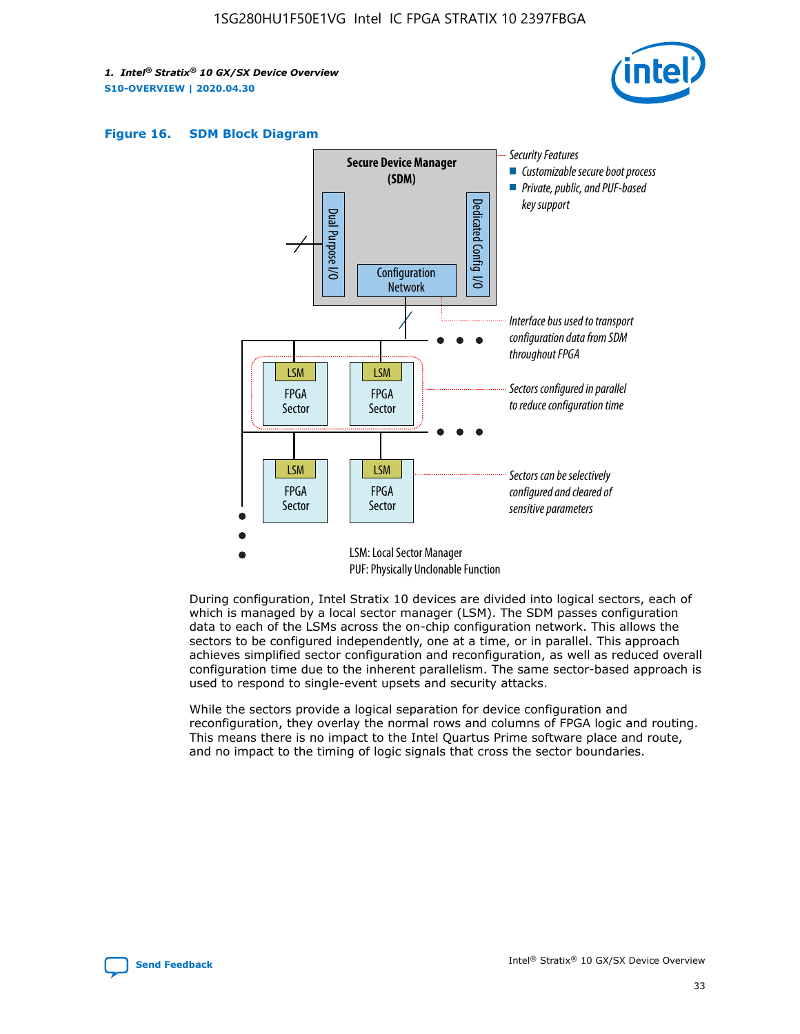**Figure 16. SDM Block Diagram**

Secure Device Manager (SDM)

Dual Purpose I/O

Dedicated Config I/O

Configuration Network

Security Features
- Customizable secure boot process
- Private, public, and PUF-based key support

Interface bus used to transport configuration data from SDM throughout FPGA

LSM FPGA Sector

Sectors configured in parallel to reduce configuration time

Sectors can be selectively configured and cleared of sensitive parameters

LSM: Local Sector Manager
PUF: Physically Unclonable Function

During configuration, Intel Stratix 10 devices are divided into logical sectors, each of which is managed by a local sector manager (LSM). The SDM passes configuration data to each of the LSMs across the on-chip configuration network. This allows the sectors to be configured independently, one at a time, or in parallel. This approach achieves simplified sector configuration and reconfiguration, as well as reduced overall configuration time due to the inherent parallelism. The same sector-based approach is used to respond to single-event upsets and security attacks.

While the sectors provide a logical separation for device configuration and reconfiguration, they overlay the normal rows and columns of FPGA logic and routing. This means there is no impact to the Intel Quartus Prime software place and route, and no impact to the timing of logic signals that cross the sector boundaries.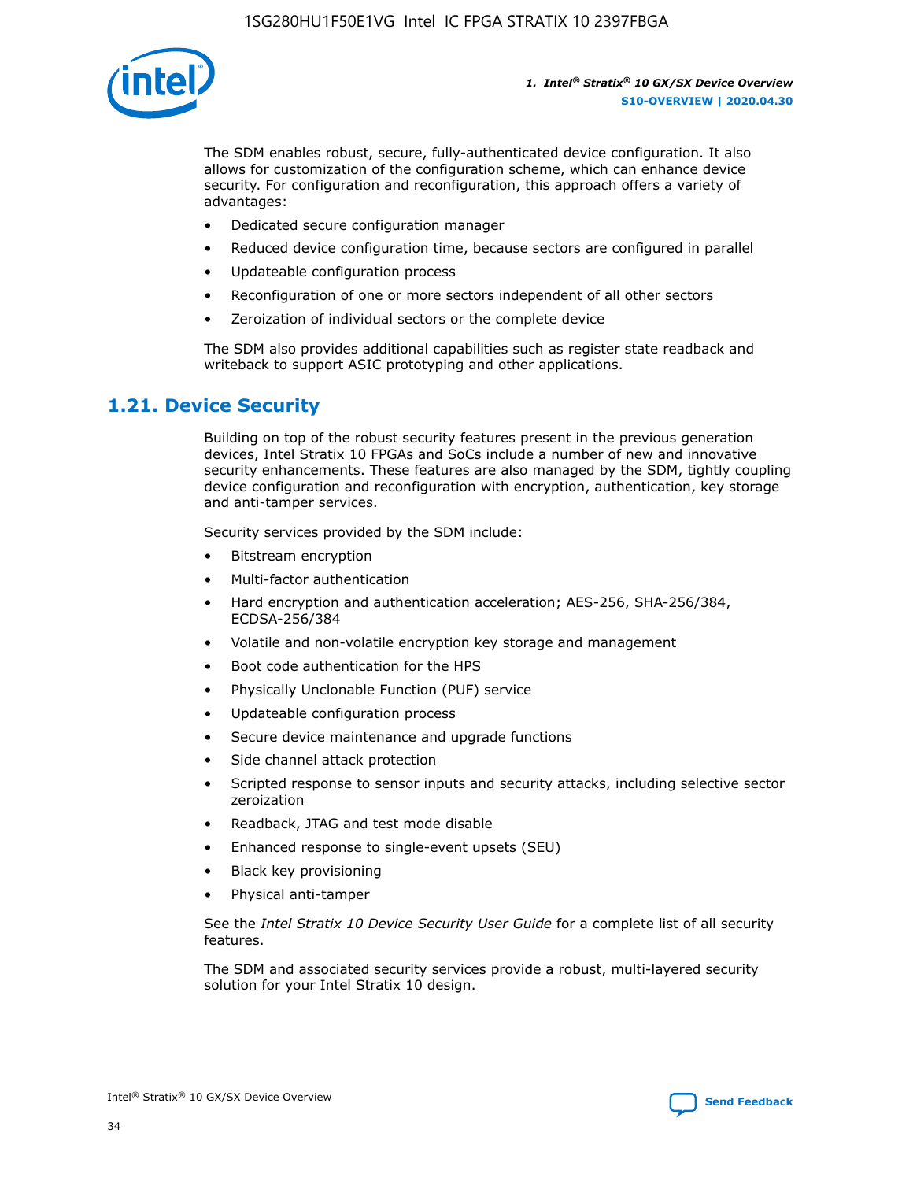The SDM enables robust, secure, fully-authenticated device configuration. It also allows for customization of the configuration scheme, which can enhance device security. For configuration and reconfiguration, this approach offers a variety of advantages:

- Dedicated secure configuration manager
- Reduced device configuration time, because sectors are configured in parallel
- Updateable configuration process
- Reconfiguration of one or more sectors independent of all other sectors
- Zeroization of individual sectors or the complete device

The SDM also provides additional capabilities such as register state readback and writeback to support ASIC prototyping and other applications.

## 1.21. Device Security

Building on top of the robust security features present in the previous generation devices, Intel Stratix 10 FPGAs and SoCs include a number of new and innovative security enhancements. These features are also managed by the SDM, tightly coupling device configuration and reconfiguration with encryption, authentication, key storage and anti-tamper services.

Security services provided by the SDM include:

- Bitstream encryption
- Multi-factor authentication
- Hard encryption and authentication acceleration; AES-256, SHA-256/384, ECDSA-256/384
- Volatile and non-volatile encryption key storage and management
- Boot code authentication for the HPS
- Physically Unclonable Function (PUF) service
- Updateable configuration process
- Secure device maintenance and upgrade functions
- Side channel attack protection
- Scripted response to sensor inputs and security attacks, including selective sector zeroization
- Readback, JTAG and test mode disable
- Enhanced response to single-event upsets (SEU)
- Black key provisioning
- Physical anti-tamper

See the *Intel Stratix 10 Device Security User Guide* for a complete list of all security features.

The SDM and associated security services provide a robust, multi-layered security solution for your Intel Stratix 10 design.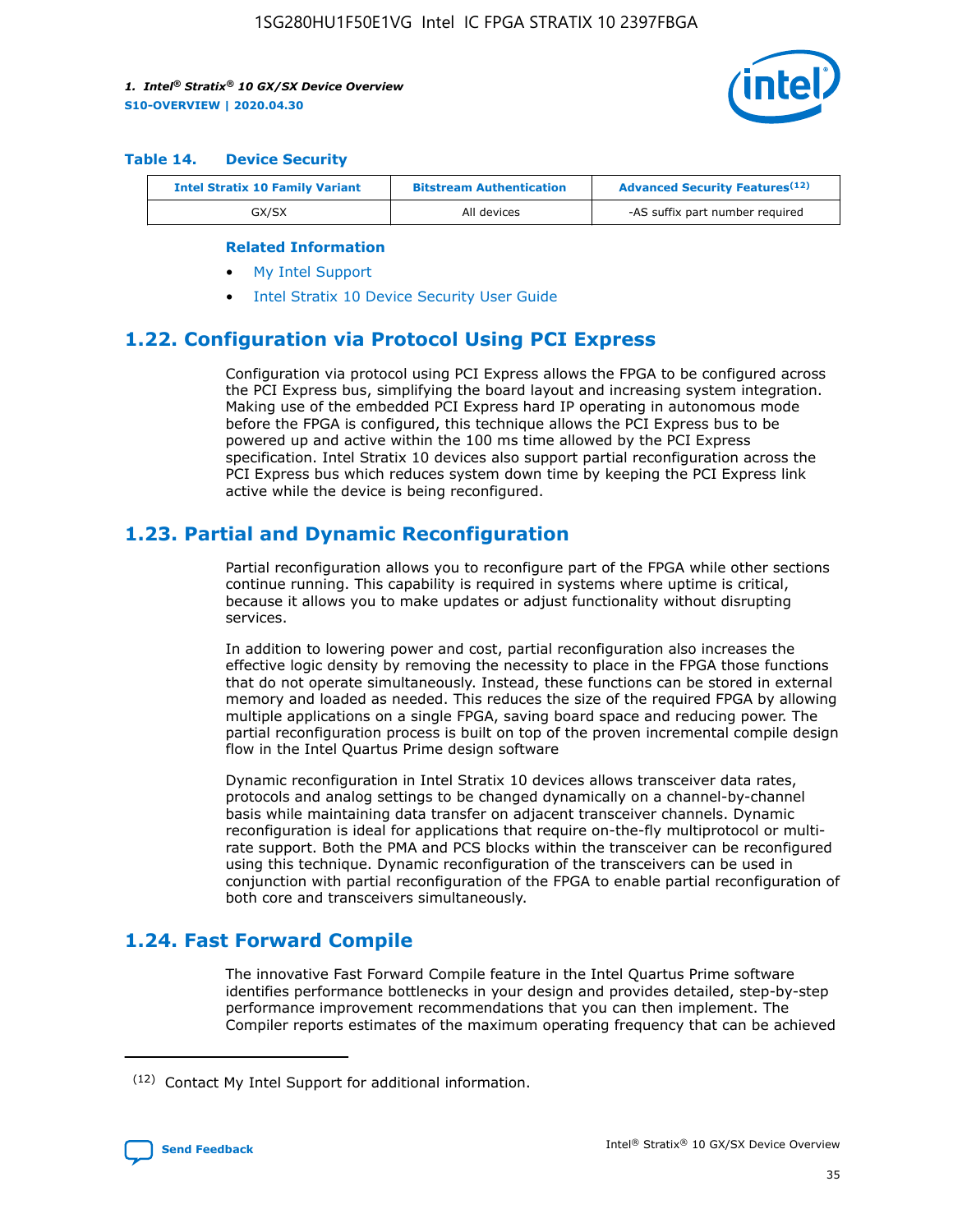#### Table 14. Device Security

| Intel Stratix 10 Family Variant | Bitstream Authentication | Advanced Security Features[12] |
| --- | --- | --- |
| GX/SX | All devices | -AS suffix part number required |

**Related Information**

- My Intel Support
- Intel Stratix 10 Device Security User Guide

## 1.22. Configuration via Protocol Using PCI Express

Configuration via protocol using PCI Express allows the FPGA to be configured across the PCI Express bus, simplifying the board layout and increasing system integration. Making use of the embedded PCI Express hard IP operating in autonomous mode before the FPGA is configured, this technique allows the PCI Express bus to be powered up and active within the 100 ms time allowed by the PCI Express specification. Intel Stratix 10 devices also support partial reconfiguration across the PCI Express bus which reduces system down time by keeping the PCI Express link active while the device is being reconfigured.

## 1.23. Partial and Dynamic Reconfiguration

Partial reconfiguration allows you to reconfigure part of the FPGA while other sections continue running. This capability is required in systems where uptime is critical, because it allows you to make updates or adjust functionality without disrupting services.

In addition to lowering power and cost, partial reconfiguration also increases the effective logic density by removing the necessity to place in the FPGA those functions that do not operate simultaneously. Instead, these functions can be stored in external memory and loaded as needed. This reduces the size of the required FPGA by allowing multiple applications on a single FPGA, saving board space and reducing power. The partial reconfiguration process is built on top of the proven incremental compile design flow in the Intel Quartus Prime design software

Dynamic reconfiguration in Intel Stratix 10 devices allows transceiver data rates, protocols and analog settings to be changed dynamically on a channel-by-channel basis while maintaining data transfer on adjacent transceiver channels. Dynamic reconfiguration is ideal for applications that require on-the-fly multiprotocol or multi-rate support. Both the PMA and PCS blocks within the transceiver can be reconfigured using this technique. Dynamic reconfiguration of the transceivers can be used in conjunction with partial reconfiguration of the FPGA to enable partial reconfiguration of both core and transceivers simultaneously.

## 1.24. Fast Forward Compile

The innovative Fast Forward Compile feature in the Intel Quartus Prime software identifies performance bottlenecks in your design and provides detailed, step-by-step performance improvement recommendations that you can then implement. The Compiler reports estimates of the maximum operating frequency that can be achieved

[12] Contact My Intel Support for additional information.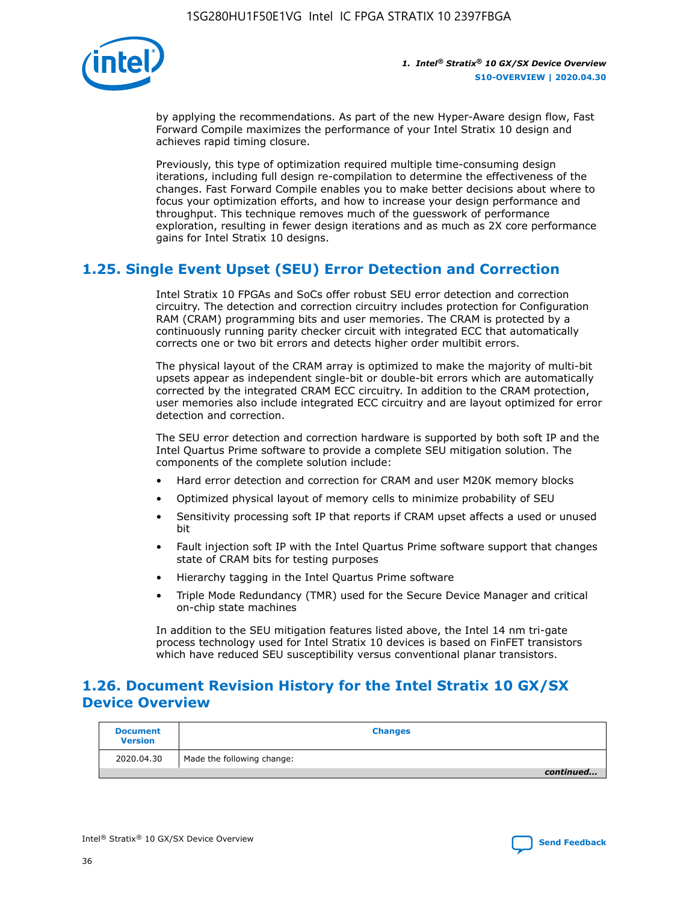by applying the recommendations. As part of the new Hyper-Aware design flow, Fast Forward Compile maximizes the performance of your Intel Stratix 10 design and achieves rapid timing closure.

Previously, this type of optimization required multiple time-consuming design iterations, including full design re-compilation to determine the effectiveness of the changes. Fast Forward Compile enables you to make better decisions about where to focus your optimization efforts, and how to increase your design performance and throughput. This technique removes much of the guesswork of performance exploration, resulting in fewer design iterations and as much as 2X core performance gains for Intel Stratix 10 designs.

## 1.25. Single Event Upset (SEU) Error Detection and Correction

Intel Stratix 10 FPGAs and SoCs offer robust SEU error detection and correction circuitry. The detection and correction circuitry includes protection for Configuration RAM (CRAM) programming bits and user memories. The CRAM is protected by a continuously running parity checker circuit with integrated ECC that automatically corrects one or two bit errors and detects higher order multibit errors.

The physical layout of the CRAM array is optimized to make the majority of multi-bit upsets appear as independent single-bit or double-bit errors which are automatically corrected by the integrated CRAM ECC circuitry. In addition to the CRAM protection, user memories also include integrated ECC circuitry and are layout optimized for error detection and correction.

The SEU error detection and correction hardware is supported by both soft IP and the Intel Quartus Prime software to provide a complete SEU mitigation solution. The components of the complete solution include:

- Hard error detection and correction for CRAM and user M20K memory blocks
- Optimized physical layout of memory cells to minimize probability of SEU
- Sensitivity processing soft IP that reports if CRAM upset affects a used or unused bit
- Fault injection soft IP with the Intel Quartus Prime software support that changes state of CRAM bits for testing purposes
- Hierarchy tagging in the Intel Quartus Prime software
- Triple Mode Redundancy (TMR) used for the Secure Device Manager and critical on-chip state machines

In addition to the SEU mitigation features listed above, the Intel 14 nm tri-gate process technology used for Intel Stratix 10 devices is based on FinFET transistors which have reduced SEU susceptibility versus conventional planar transistors.

## 1.26. Document Revision History for the Intel Stratix 10 GX/SX Device Overview

| Document Version | Changes |
| --- | --- |
| 2020.04.30 | Made the following change: |

*continued...*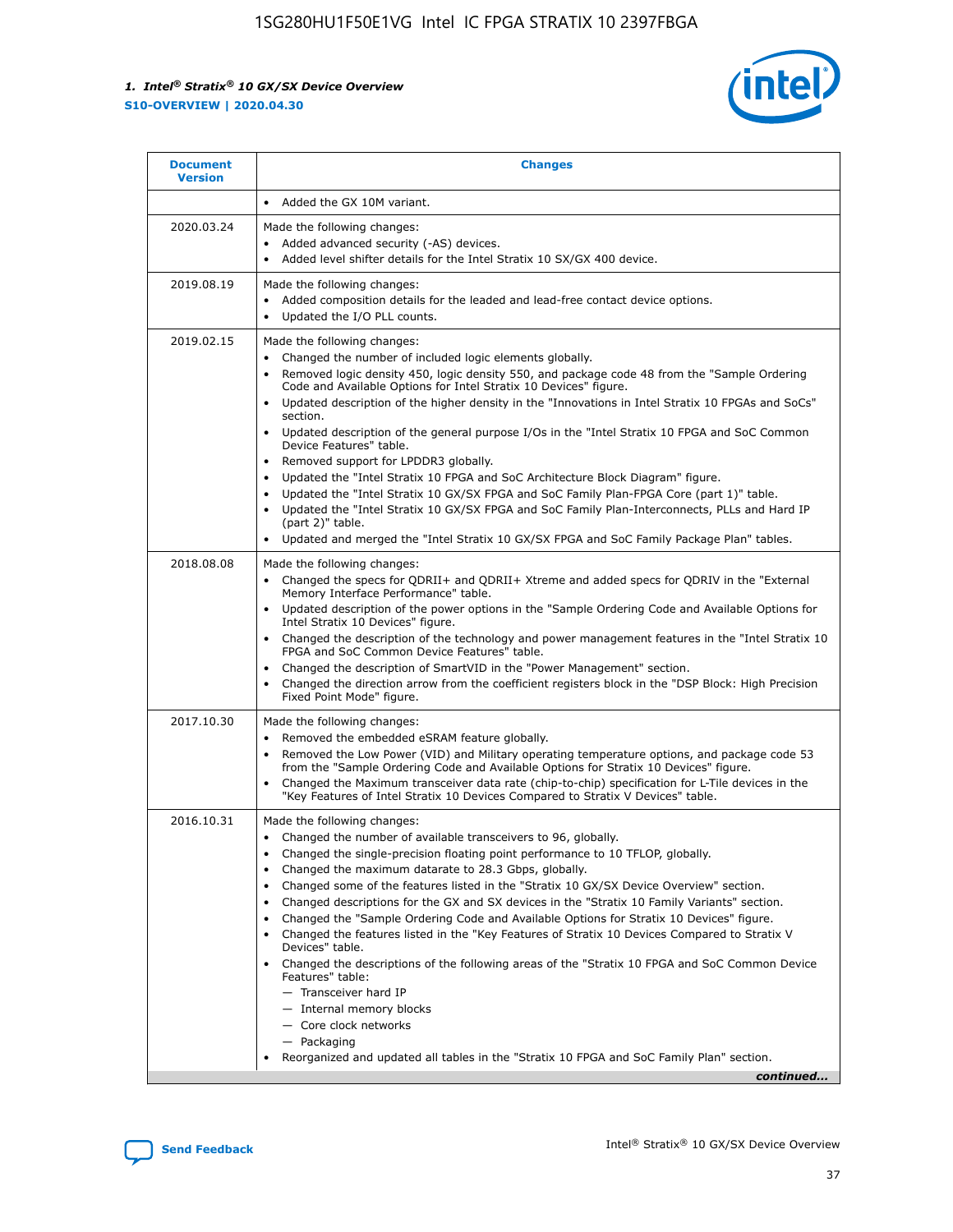| Document Version | Changes |
| --- | --- |
| | • Added the GX 10M variant. |
| 2020.03.24 | Made the following changes:<br>• Added advanced security (-AS) devices.<br>• Added level shifter details for the Intel Stratix 10 SX/GX 400 device. |
| 2019.08.19 | Made the following changes:<br>• Added composition details for the leaded and lead-free contact device options.<br>• Updated the I/O PLL counts. |
| 2019.02.15 | Made the following changes:<br>• Changed the number of included logic elements globally.<br>• Removed logic density 450, logic density 550, and package code 48 from the "Sample Ordering Code and Available Options for Intel Stratix 10 Devices" figure.<br>• Updated description of the higher density in the "Innovations in Intel Stratix 10 FPGAs and SoCs" section.<br>• Updated description of the general purpose I/Os in the "Intel Stratix 10 FPGA and SoC Common Device Features" table.<br>• Removed support for LPDDR3 globally.<br>• Updated the "Intel Stratix 10 FPGA and SoC Architecture Block Diagram" figure.<br>• Updated the "Intel Stratix 10 GX/SX FPGA and SoC Family Plan-FPGA Core (part 1)" table.<br>• Updated the "Intel Stratix 10 GX/SX FPGA and SoC Family Plan-Interconnects, PLLs and Hard IP (part 2)" table.<br>• Updated and merged the "Intel Stratix 10 GX/SX FPGA and SoC Family Package Plan" tables. |
| 2018.08.08 | Made the following changes:<br>• Changed the specs for QDRII+ and QDRII+ Xtreme and added specs for QDRIV in the "External Memory Interface Performance" table.<br>• Updated description of the power options in the "Sample Ordering Code and Available Options for Intel Stratix 10 Devices" figure.<br>• Changed the description of the technology and power management features in the "Intel Stratix 10 FPGA and SoC Common Device Features" table.<br>• Changed the description of SmartVID in the "Power Management" section.<br>• Changed the direction arrow from the coefficient registers block in the "DSP Block: High Precision Fixed Point Mode" figure. |
| 2017.10.30 | Made the following changes:<br>• Removed the embedded eSRAM feature globally.<br>• Removed the Low Power (VID) and Military operating temperature options, and package code 53 from the "Sample Ordering Code and Available Options for Intel Stratix 10 Devices" figure.<br>• Changed the Maximum transceiver data rate (chip-to-chip) specification for L-Tile devices in the "Key Features of Intel Stratix 10 Devices Compared to Stratix V Devices" table. |
| 2016.10.31 | Made the following changes:<br>• Changed the number of available transceivers to 96, globally.<br>• Changed the single-precision floating point performance to 10 TFLOP, globally.<br>• Changed the maximum datarate to 28.3 Gbps, globally.<br>• Changed some of the features listed in the "Stratix 10 GX/SX Device Overview" section.<br>• Changed descriptions for the GX and SX devices in the "Stratix 10 Family Variants" section.<br>• Changed the "Sample Ordering Code and Available Options for Stratix 10 Devices" figure.<br>• Changed the features listed in the "Key Features of Stratix 10 Devices Compared to Stratix V Devices" table.<br>• Changed the descriptions of the following areas of the "Stratix 10 FPGA and SoC Common Device Features" table:<br>— Transceiver hard IP<br>— Internal memory blocks<br>— Core clock networks<br>— Packaging<br>• Reorganized and updated all tables in the "Stratix 10 FPGA and SoC Family Plan" section. |

*continued...*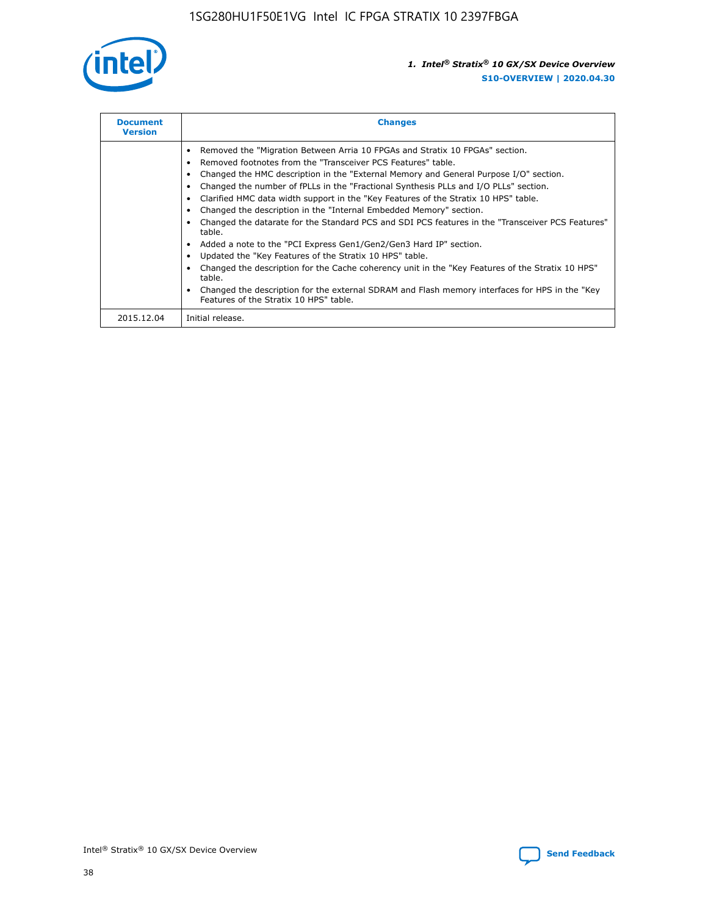| Document Version | Changes |
| --- | --- |
| | • Removed the "Migration Between Arria 10 FPGAs and Stratix 10 FPGAs" section.<br>• Removed footnotes from the "Transceiver PCS Features" table.<br>• Changed the HMC description in the "External Memory and General Purpose I/O" section.<br>• Changed the number of fPLLs in the "Fractional Synthesis PLLs and I/O PLLs" section.<br>• Clarified HMC data width support in the "Key Features of the Stratix 10 HPS" table.<br>• Changed the description in the "Internal Embedded Memory" section.<br>• Changed the datarate for the Standard PCS and SDI PCS features in the "Transceiver PCS Features" table.<br>• Added a note to the "PCI Express Gen1/Gen2/Gen3 Hard IP" section.<br>• Updated the "Key Features of the Stratix 10 HPS" table.<br>• Changed the description for the Cache coherency unit in the "Key Features of the Stratix 10 HPS" table.<br>• Changed the description for the external SDRAM and Flash memory interfaces for HPS in the "Key Features of the Stratix 10 HPS" table. |
| 2015.12.04 | Initial release. |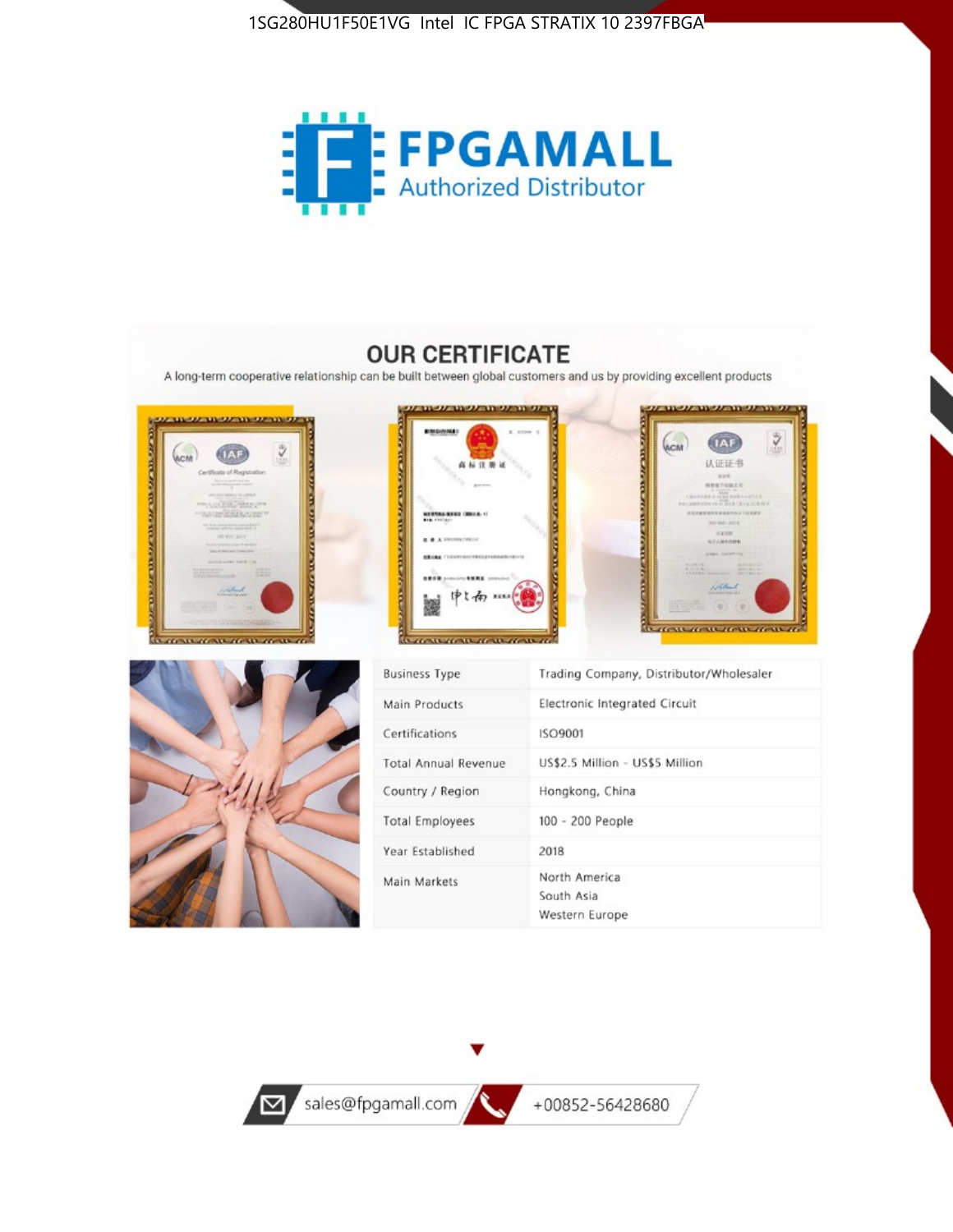FPGAMALL

Authorized Distributor

## OUR CERTIFICATE

A long-term cooperative relationship can be built between global customers and us by providing excellent products

| | |
|---|---|
| Business Type | Trading Company, Distributor/Wholesaler |
| Main Products | Electronic Integrated Circuit |
| Certifications | ISO9001 |
| Total Annual Revenue | US$2.5 Million - US$5 Million |
| Country / Region | Hongkong, China |
| Total Employees | 100 - 200 People |
| Year Established | 2018 |
| Main Markets | North America<br>South Asia<br>Western Europe |

sales@fpgamall.com

+00852-56428680